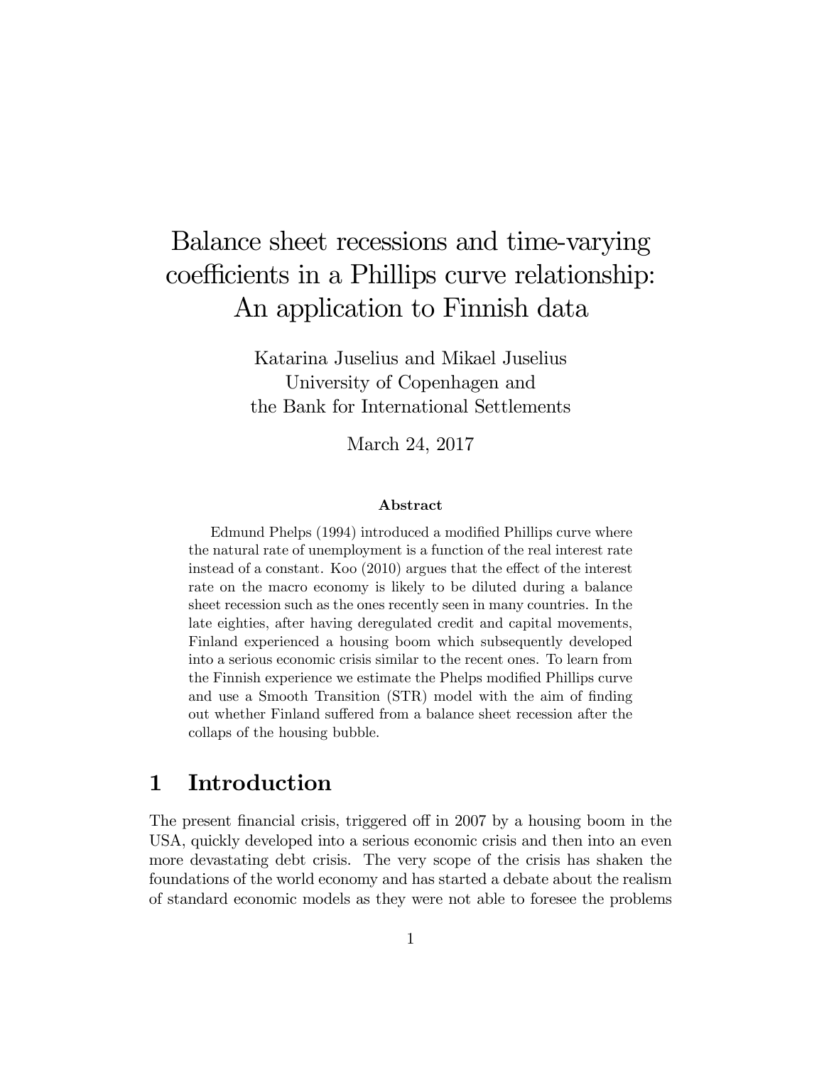# Balance sheet recessions and time-varying coefficients in a Phillips curve relationship: An application to Finnish data

Katarina Juselius and Mikael Juselius
University of Copenhagen and
the Bank for International Settlements

March 24, 2017

### Abstract

Edmund Phelps (1994) introduced a modified Phillips curve where the natural rate of unemployment is a function of the real interest rate instead of a constant. Koo (2010) argues that the effect of the interest rate on the macro economy is likely to be diluted during a balance sheet recession such as the ones recently seen in many countries. In the late eighties, after having deregulated credit and capital movements, Finland experienced a housing boom which subsequently developed into a serious economic crisis similar to the recent ones. To learn from the Finnish experience we estimate the Phelps modified Phillips curve and use a Smooth Transition (STR) model with the aim of finding out whether Finland suffered from a balance sheet recession after the collaps of the housing bubble.

## 1 Introduction

The present financial crisis, triggered off in 2007 by a housing boom in the USA, quickly developed into a serious economic crisis and then into an even more devastating debt crisis. The very scope of the crisis has shaken the foundations of the world economy and has started a debate about the realism of standard economic models as they were not able to foresee the problems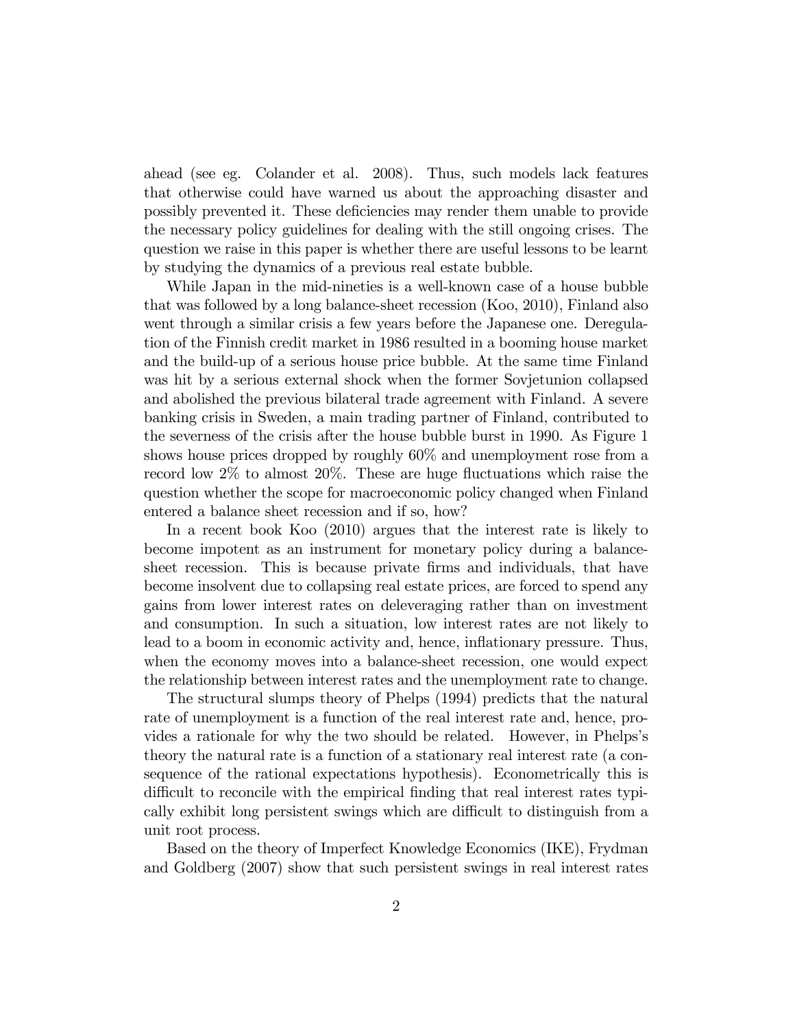ahead (see eg. Colander et al. 2008). Thus, such models lack features that otherwise could have warned us about the approaching disaster and possibly prevented it. These deficiencies may render them unable to provide the necessary policy guidelines for dealing with the still ongoing crises. The question we raise in this paper is whether there are useful lessons to be learnt by studying the dynamics of a previous real estate bubble.

While Japan in the mid-nineties is a well-known case of a house bubble that was followed by a long balance-sheet recession (Koo, 2010), Finland also went through a similar crisis a few years before the Japanese one. Deregulation of the Finnish credit market in 1986 resulted in a booming house market and the build-up of a serious house price bubble. At the same time Finland was hit by a serious external shock when the former Sovjetunion collapsed and abolished the previous bilateral trade agreement with Finland. A severe banking crisis in Sweden, a main trading partner of Finland, contributed to the severness of the crisis after the house bubble burst in 1990. As Figure 1 shows house prices dropped by roughly 60% and unemployment rose from a record low 2% to almost 20%. These are huge fluctuations which raise the question whether the scope for macroeconomic policy changed when Finland entered a balance sheet recession and if so, how?

In a recent book Koo (2010) argues that the interest rate is likely to become impotent as an instrument for monetary policy during a balance-sheet recession. This is because private firms and individuals, that have become insolvent due to collapsing real estate prices, are forced to spend any gains from lower interest rates on deleveraging rather than on investment and consumption. In such a situation, low interest rates are not likely to lead to a boom in economic activity and, hence, inflationary pressure. Thus, when the economy moves into a balance-sheet recession, one would expect the relationship between interest rates and the unemployment rate to change.

The structural slumps theory of Phelps (1994) predicts that the natural rate of unemployment is a function of the real interest rate and, hence, provides a rationale for why the two should be related. However, in Phelps's theory the natural rate is a function of a stationary real interest rate (a consequence of the rational expectations hypothesis). Econometrically this is difficult to reconcile with the empirical finding that real interest rates typically exhibit long persistent swings which are difficult to distinguish from a unit root process.

Based on the theory of Imperfect Knowledge Economics (IKE), Frydman and Goldberg (2007) show that such persistent swings in real interest rates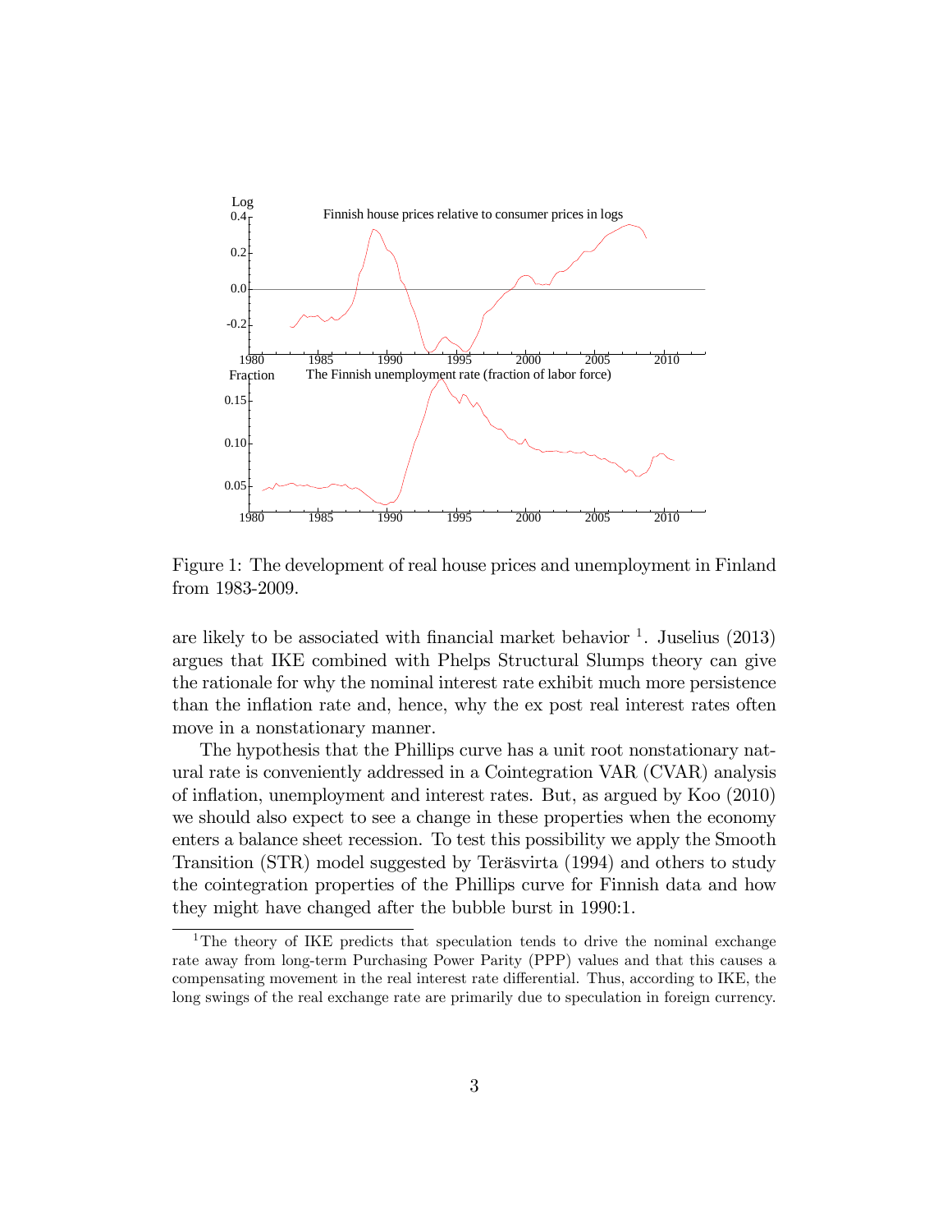Figure 1: The development of real house prices and unemployment in Finland from 1983-2009.

are likely to be associated with financial market behavior [1]. Juselius (2013) argues that IKE combined with Phelps Structural Slumps theory can give the rationale for why the nominal interest rate exhibit much more persistence than the inflation rate and, hence, why the ex post real interest rates often move in a nonstationary manner.

The hypothesis that the Phillips curve has a unit root nonstationary natural rate is conveniently addressed in a Cointegration VAR (CVAR) analysis of inflation, unemployment and interest rates. But, as argued by Koo (2010) we should also expect to see a change in these properties when the economy enters a balance sheet recession. To test this possibility we apply the Smooth Transition (STR) model suggested by Teräsvirta (1994) and others to study the cointegration properties of the Phillips curve for Finnish data and how they might have changed after the bubble burst in 1990:1.

[1] The theory of IKE predicts that speculation tends to drive the nominal exchange rate away from long-term Purchasing Power Parity (PPP) values and that this causes a compensating movement in the real interest rate differential. Thus, according to IKE, the long swings of the real exchange rate are primarily due to speculation in foreign currency.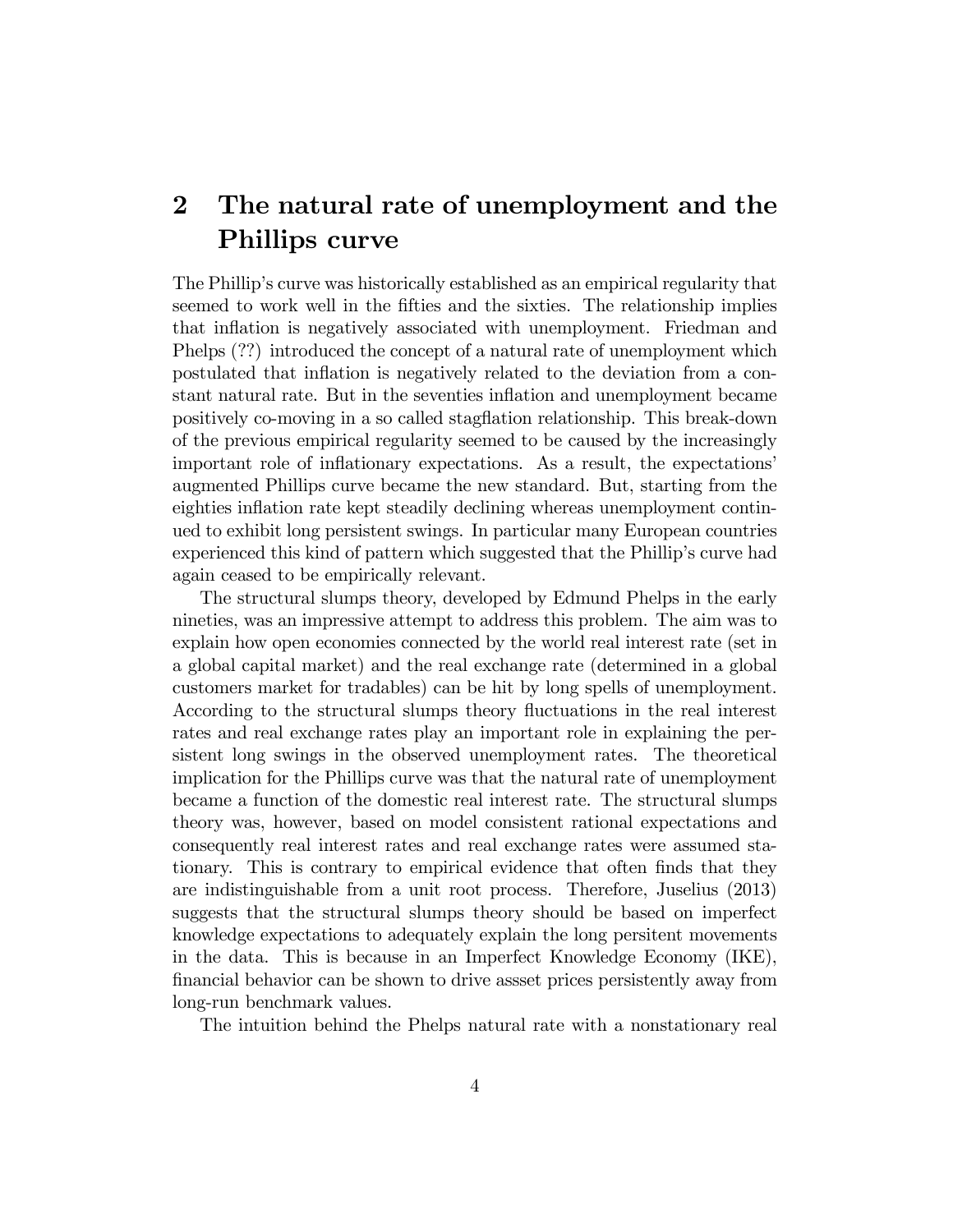## 2 The natural rate of unemployment and the Phillips curve

The Phillip's curve was historically established as an empirical regularity that seemed to work well in the fifties and the sixties. The relationship implies that inflation is negatively associated with unemployment. Friedman and Phelps (??) introduced the concept of a natural rate of unemployment which postulated that inflation is negatively related to the deviation from a constant natural rate. But in the seventies inflation and unemployment became positively co-moving in a so called stagflation relationship. This break-down of the previous empirical regularity seemed to be caused by the increasingly important role of inflationary expectations. As a result, the expectations' augmented Phillips curve became the new standard. But, starting from the eighties inflation rate kept steadily declining whereas unemployment continued to exhibit long persistent swings. In particular many European countries experienced this kind of pattern which suggested that the Phillip's curve had again ceased to be empirically relevant.

The structural slumps theory, developed by Edmund Phelps in the early nineties, was an impressive attempt to address this problem. The aim was to explain how open economies connected by the world real interest rate (set in a global capital market) and the real exchange rate (determined in a global customers market for tradables) can be hit by long spells of unemployment. According to the structural slumps theory fluctuations in the real interest rates and real exchange rates play an important role in explaining the persistent long swings in the observed unemployment rates. The theoretical implication for the Phillips curve was that the natural rate of unemployment became a function of the domestic real interest rate. The structural slumps theory was, however, based on model consistent rational expectations and consequently real interest rates and real exchange rates were assumed stationary. This is contrary to empirical evidence that often finds that they are indistinguishable from a unit root process. Therefore, Juselius (2013) suggests that the structural slumps theory should be based on imperfect knowledge expectations to adequately explain the long persitent movements in the data. This is because in an Imperfect Knowledge Economy (IKE), financial behavior can be shown to drive assset prices persistently away from long-run benchmark values.

The intuition behind the Phelps natural rate with a nonstationary real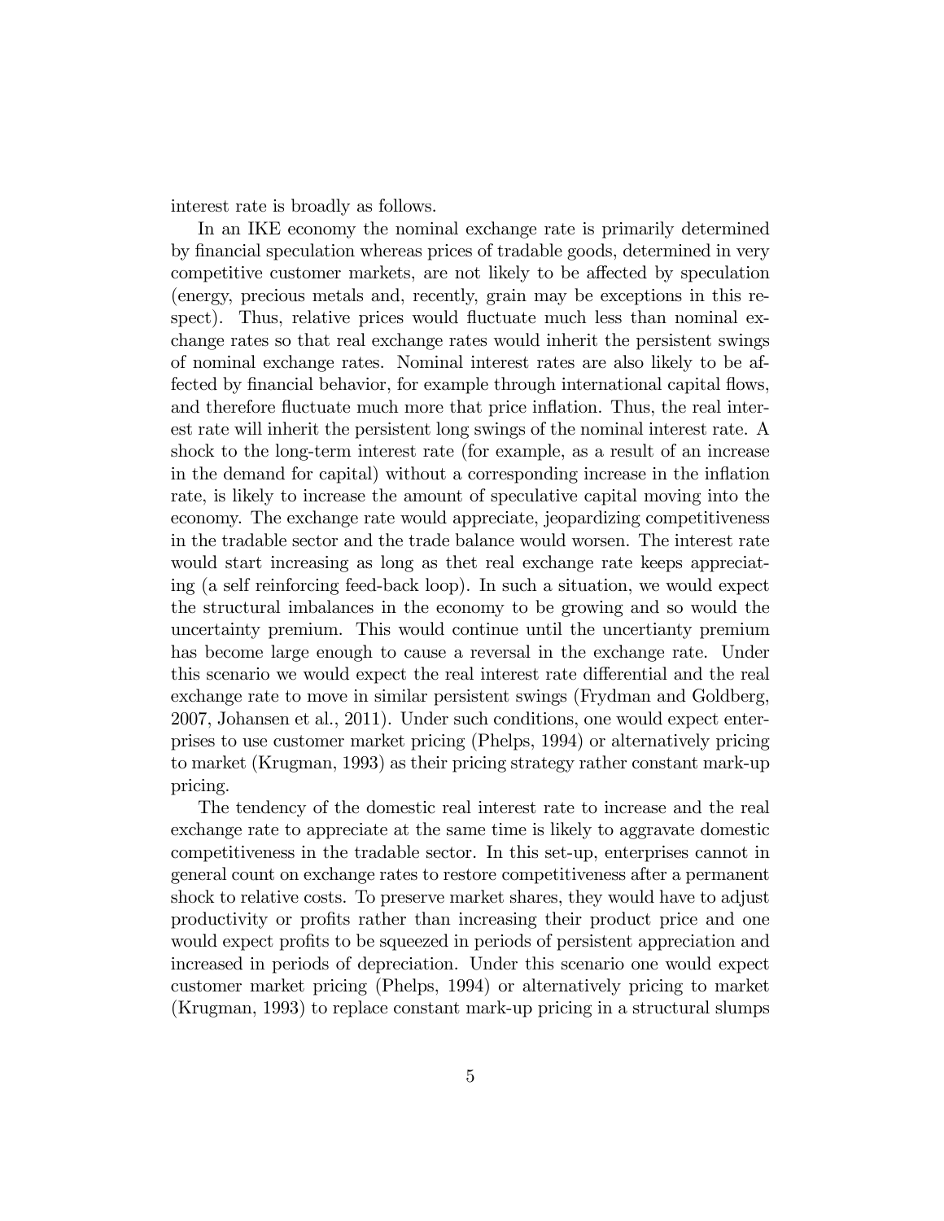interest rate is broadly as follows.

In an IKE economy the nominal exchange rate is primarily determined by financial speculation whereas prices of tradable goods, determined in very competitive customer markets, are not likely to be affected by speculation (energy, precious metals and, recently, grain may be exceptions in this respect). Thus, relative prices would fluctuate much less than nominal exchange rates so that real exchange rates would inherit the persistent swings of nominal exchange rates. Nominal interest rates are also likely to be affected by financial behavior, for example through international capital flows, and therefore fluctuate much more that price inflation. Thus, the real interest rate will inherit the persistent long swings of the nominal interest rate. A shock to the long-term interest rate (for example, as a result of an increase in the demand for capital) without a corresponding increase in the inflation rate, is likely to increase the amount of speculative capital moving into the economy. The exchange rate would appreciate, jeopardizing competitiveness in the tradable sector and the trade balance would worsen. The interest rate would start increasing as long as thet real exchange rate keeps appreciating (a self reinforcing feed-back loop). In such a situation, we would expect the structural imbalances in the economy to be growing and so would the uncertainty premium. This would continue until the uncertianty premium has become large enough to cause a reversal in the exchange rate. Under this scenario we would expect the real interest rate differential and the real exchange rate to move in similar persistent swings (Frydman and Goldberg, 2007, Johansen et al., 2011). Under such conditions, one would expect enterprises to use customer market pricing (Phelps, 1994) or alternatively pricing to market (Krugman, 1993) as their pricing strategy rather constant mark-up pricing.

The tendency of the domestic real interest rate to increase and the real exchange rate to appreciate at the same time is likely to aggravate domestic competitiveness in the tradable sector. In this set-up, enterprises cannot in general count on exchange rates to restore competitiveness after a permanent shock to relative costs. To preserve market shares, they would have to adjust productivity or profits rather than increasing their product price and one would expect profits to be squeezed in periods of persistent appreciation and increased in periods of depreciation. Under this scenario one would expect customer market pricing (Phelps, 1994) or alternatively pricing to market (Krugman, 1993) to replace constant mark-up pricing in a structural slumps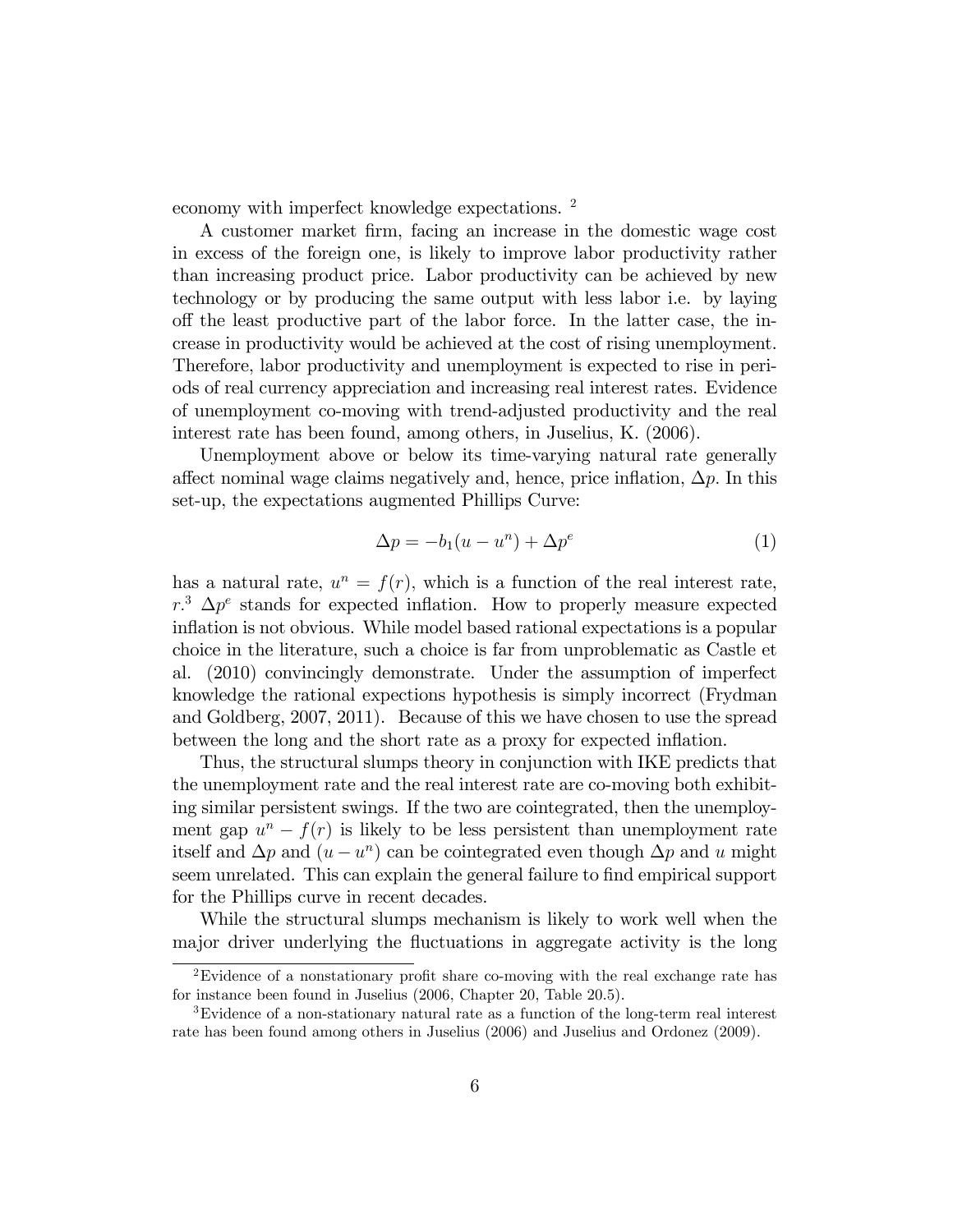economy with imperfect knowledge expectations. [2]

A customer market firm, facing an increase in the domestic wage cost in excess of the foreign one, is likely to improve labor productivity rather than increasing product price. Labor productivity can be achieved by new technology or by producing the same output with less labor i.e. by laying off the least productive part of the labor force. In the latter case, the increase in productivity would be achieved at the cost of rising unemployment. Therefore, labor productivity and unemployment is expected to rise in periods of real currency appreciation and increasing real interest rates. Evidence of unemployment co-moving with trend-adjusted productivity and the real interest rate has been found, among others, in Juselius, K. (2006).

Unemployment above or below its time-varying natural rate generally affect nominal wage claims negatively and, hence, price inflation, $\Delta p$. In this set-up, the expectations augmented Phillips Curve:

$$\Delta p = -b_1(u - u^n) + \Delta p^e \tag{1}$$

has a natural rate, $u^n = f(r)$, which is a function of the real interest rate, $r$.[3] $\Delta p^e$ stands for expected inflation. How to properly measure expected inflation is not obvious. While model based rational expectations is a popular choice in the literature, such a choice is far from unproblematic as Castle et al. (2010) convincingly demonstrate. Under the assumption of imperfect knowledge the rational expections hypothesis is simply incorrect (Frydman and Goldberg, 2007, 2011). Because of this we have chosen to use the spread between the long and the short rate as a proxy for expected inflation.

Thus, the structural slumps theory in conjunction with IKE predicts that the unemployment rate and the real interest rate are co-moving both exhibiting similar persistent swings. If the two are cointegrated, then the unemployment gap $u^n - f(r)$ is likely to be less persistent than unemployment rate itself and $\Delta p$ and $(u - u^n)$ can be cointegrated even though $\Delta p$ and $u$ might seem unrelated. This can explain the general failure to find empirical support for the Phillips curve in recent decades.

While the structural slumps mechanism is likely to work well when the major driver underlying the fluctuations in aggregate activity is the long

---

[2] Evidence of a nonstationary profit share co-moving with the real exchange rate has for instance been found in Juselius (2006, Chapter 20, Table 20.5).

[3] Evidence of a non-stationary natural rate as a function of the long-term real interest rate has been found among others in Juselius (2006) and Juselius and Ordonez (2009).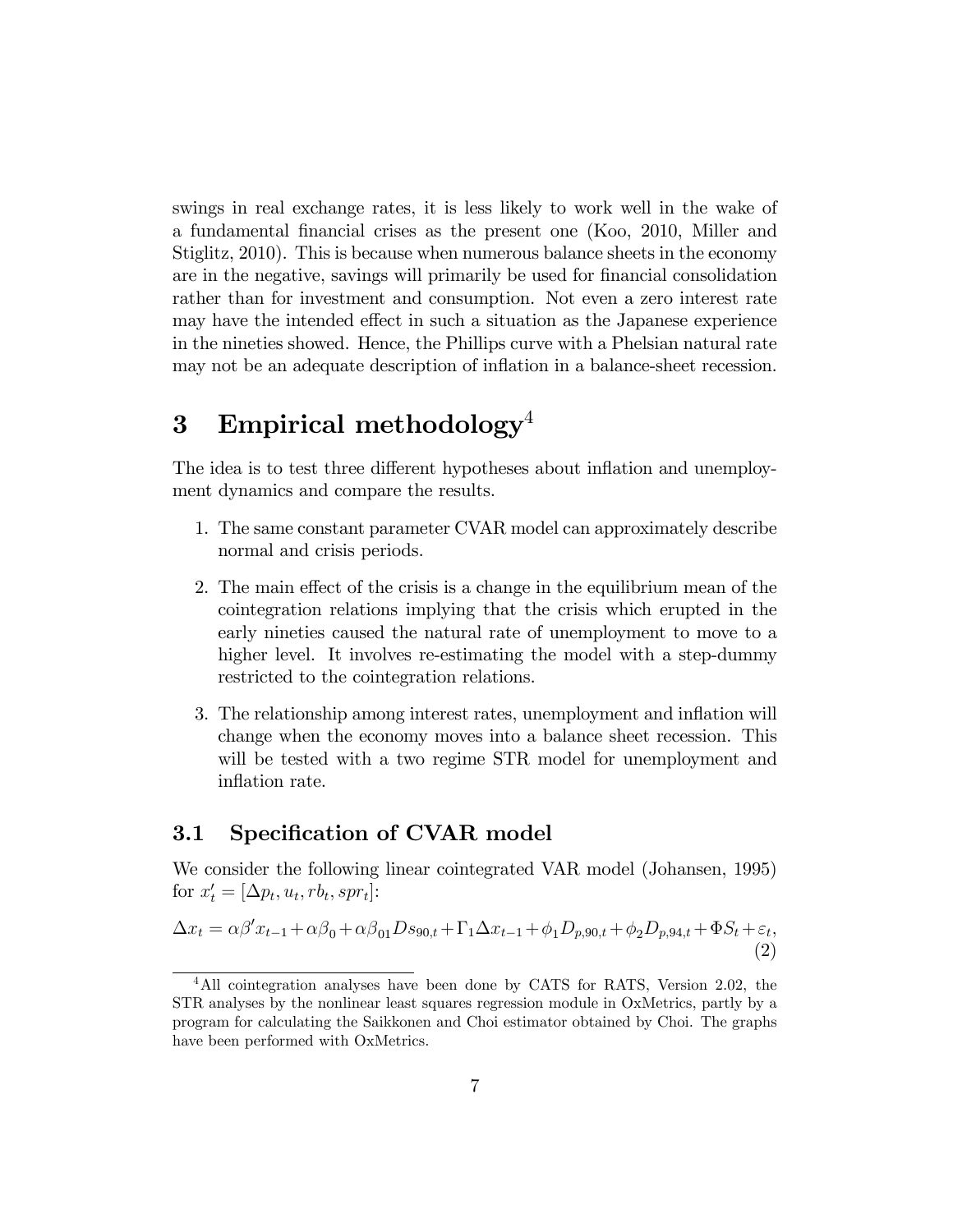swings in real exchange rates, it is less likely to work well in the wake of a fundamental financial crises as the present one (Koo, 2010, Miller and Stiglitz, 2010). This is because when numerous balance sheets in the economy are in the negative, savings will primarily be used for financial consolidation rather than for investment and consumption. Not even a zero interest rate may have the intended effect in such a situation as the Japanese experience in the nineties showed. Hence, the Phillips curve with a Phelsian natural rate may not be an adequate description of inflation in a balance-sheet recession.

# 3 Empirical methodology[4]

The idea is to test three different hypotheses about inflation and unemployment dynamics and compare the results.

1. The same constant parameter CVAR model can approximately describe normal and crisis periods.
2. The main effect of the crisis is a change in the equilibrium mean of the cointegration relations implying that the crisis which erupted in the early nineties caused the natural rate of unemployment to move to a higher level. It involves re-estimating the model with a step-dummy restricted to the cointegration relations.
3. The relationship among interest rates, unemployment and inflation will change when the economy moves into a balance sheet recession. This will be tested with a two regime STR model for unemployment and inflation rate.

## 3.1 Specification of CVAR model

We consider the following linear cointegrated VAR model (Johansen, 1995) for $x_t' = [\Delta p_t, u_t, rb_t, spr_t]$:

$$\Delta x_t = \alpha\beta' x_{t-1} + \alpha\beta_0 + \alpha\beta_{01} Ds_{90,t} + \Gamma_1 \Delta x_{t-1} + \phi_1 D_{p,90,t} + \phi_2 D_{p,94,t} + \Phi S_t + \varepsilon_t, \tag{2}$$

[4] All cointegration analyses have been done by CATS for RATS, Version 2.02, the STR analyses by the nonlinear least squares regression module in OxMetrics, partly by a program for calculating the Saikkonen and Choi estimator obtained by Choi. The graphs have been performed with OxMetrics.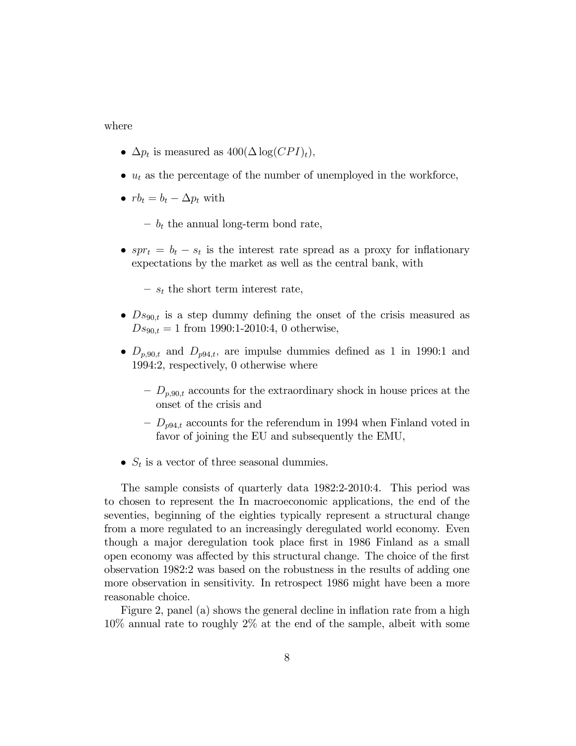where

- $\Delta p_t$ is measured as $400(\Delta \log(CPI)_t)$,
- $u_t$ as the percentage of the number of unemployed in the workforce,
- $rb_t = b_t - \Delta p_t$ with
  - $b_t$ the annual long-term bond rate,
- $spr_t = b_t - s_t$ is the interest rate spread as a proxy for inflationary expectations by the market as well as the central bank, with
  - $s_t$ the short term interest rate,
- $Ds_{90,t}$ is a step dummy defining the onset of the crisis measured as $Ds_{90,t} = 1$ from 1990:1-2010:4, 0 otherwise,
- $D_{p,90,t}$ and $D_{p94,t}$, are impulse dummies defined as 1 in 1990:1 and 1994:2, respectively, 0 otherwise where
  - $D_{p,90,t}$ accounts for the extraordinary shock in house prices at the onset of the crisis and
  - $D_{p94,t}$ accounts for the referendum in 1994 when Finland voted in favor of joining the EU and subsequently the EMU,
- $S_t$ is a vector of three seasonal dummies.

The sample consists of quarterly data 1982:2-2010:4. This period was to chosen to represent the In macroeconomic applications, the end of the seventies, beginning of the eighties typically represent a structural change from a more regulated to an increasingly deregulated world economy. Even though a major deregulation took place first in 1986 Finland as a small open economy was affected by this structural change. The choice of the first observation 1982:2 was based on the robustness in the results of adding one more observation in sensitivity. In retrospect 1986 might have been a more reasonable choice.

Figure 2, panel (a) shows the general decline in inflation rate from a high 10% annual rate to roughly 2% at the end of the sample, albeit with some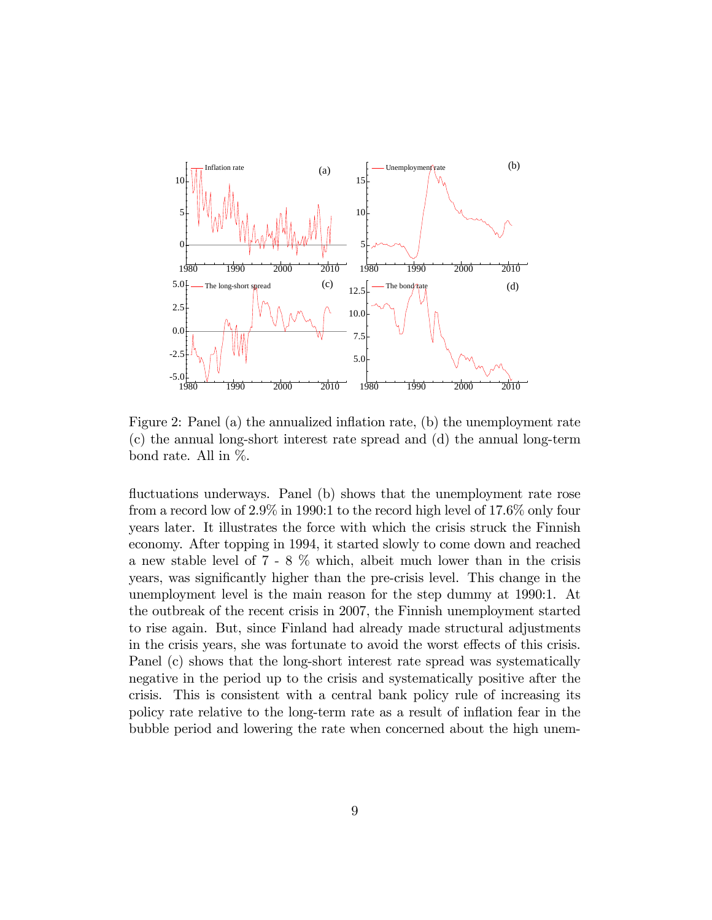Figure 2: Panel (a) the annualized inflation rate, (b) the unemployment rate (c) the annual long-short interest rate spread and (d) the annual long-term bond rate. All in %.

fluctuations underways. Panel (b) shows that the unemployment rate rose from a record low of 2.9% in 1990:1 to the record high level of 17.6% only four years later. It illustrates the force with which the crisis struck the Finnish economy. After topping in 1994, it started slowly to come down and reached a new stable level of 7 - 8 % which, albeit much lower than in the crisis years, was significantly higher than the pre-crisis level. This change in the unemployment level is the main reason for the step dummy at 1990:1. At the outbreak of the recent crisis in 2007, the Finnish unemployment started to rise again. But, since Finland had already made structural adjustments in the crisis years, she was fortunate to avoid the worst effects of this crisis. Panel (c) shows that the long-short interest rate spread was systematically negative in the period up to the crisis and systematically positive after the crisis. This is consistent with a central bank policy rule of increasing its policy rate relative to the long-term rate as a result of inflation fear in the bubble period and lowering the rate when concerned about the high unem-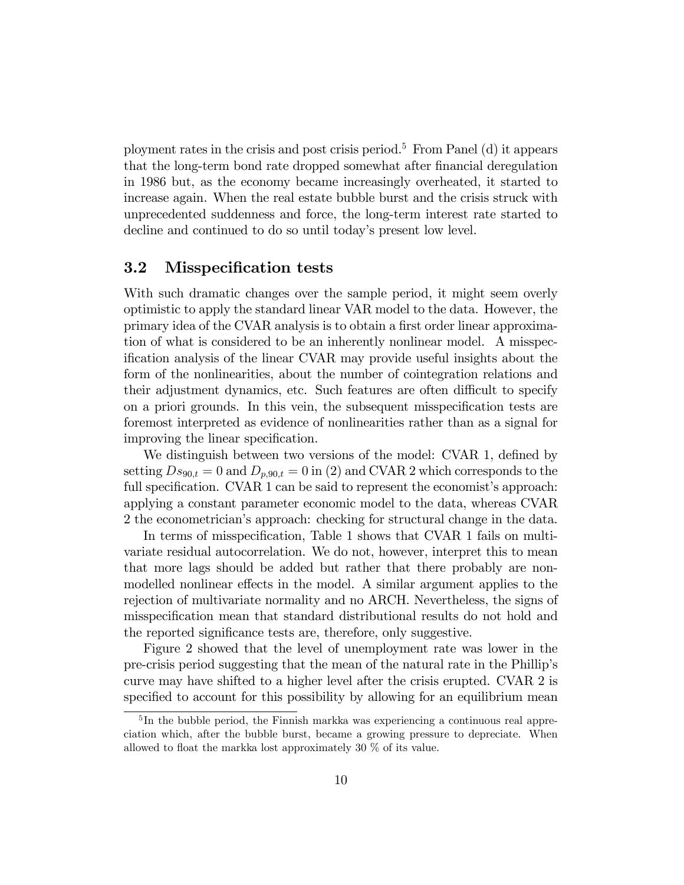ployment rates in the crisis and post crisis period.[5] From Panel (d) it appears that the long-term bond rate dropped somewhat after financial deregulation in 1986 but, as the economy became increasingly overheated, it started to increase again. When the real estate bubble burst and the crisis struck with unprecedented suddenness and force, the long-term interest rate started to decline and continued to do so until today's present low level.

## 3.2 Misspecification tests

With such dramatic changes over the sample period, it might seem overly optimistic to apply the standard linear VAR model to the data. However, the primary idea of the CVAR analysis is to obtain a first order linear approximation of what is considered to be an inherently nonlinear model. A misspecification analysis of the linear CVAR may provide useful insights about the form of the nonlinearities, about the number of cointegration relations and their adjustment dynamics, etc. Such features are often difficult to specify on a priori grounds. In this vein, the subsequent misspecification tests are foremost interpreted as evidence of nonlinearities rather than as a signal for improving the linear specification.

We distinguish between two versions of the model: CVAR 1, defined by setting $Ds_{90,t} = 0$ and $D_{p,90,t} = 0$ in (2) and CVAR 2 which corresponds to the full specification. CVAR 1 can be said to represent the economist's approach: applying a constant parameter economic model to the data, whereas CVAR 2 the econometrician's approach: checking for structural change in the data.

In terms of misspecification, Table 1 shows that CVAR 1 fails on multivariate residual autocorrelation. We do not, however, interpret this to mean that more lags should be added but rather that there probably are non-modelled nonlinear effects in the model. A similar argument applies to the rejection of multivariate normality and no ARCH. Nevertheless, the signs of misspecification mean that standard distributional results do not hold and the reported significance tests are, therefore, only suggestive.

Figure 2 showed that the level of unemployment rate was lower in the pre-crisis period suggesting that the mean of the natural rate in the Phillip's curve may have shifted to a higher level after the crisis erupted. CVAR 2 is specified to account for this possibility by allowing for an equilibrium mean

[5] In the bubble period, the Finnish markka was experiencing a continuous real appreciation which, after the bubble burst, became a growing pressure to depreciate. When allowed to float the markka lost approximately 30 % of its value.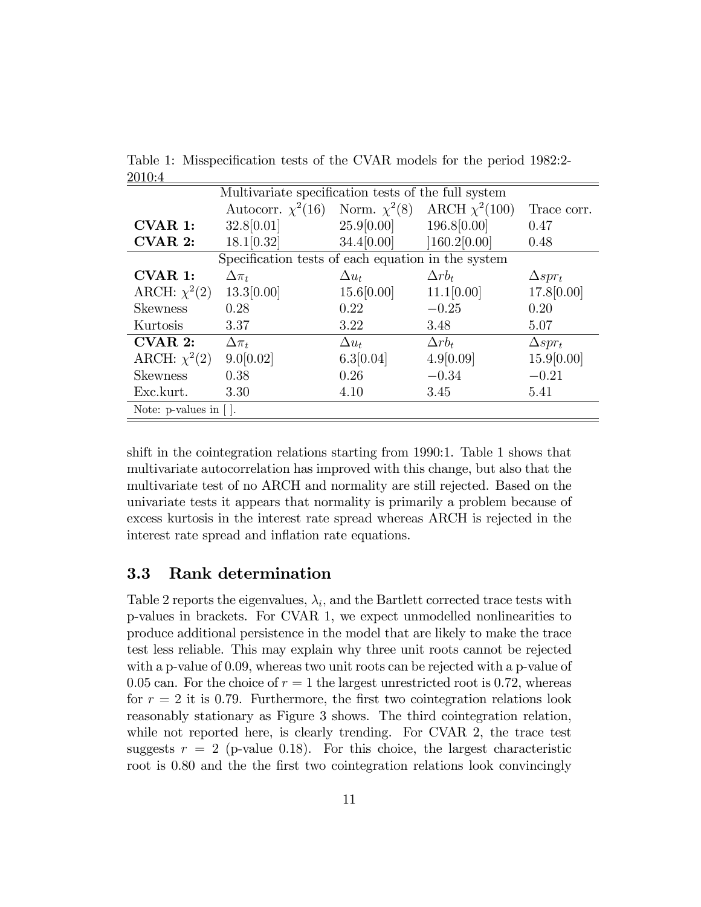Table 1: Misspecification tests of the CVAR models for the period 1982:2-2010:4

| | Multivariate specification tests of the full system | | | |
|---|---|---|---|---|
| | Autocorr. $\chi^2(16)$ | Norm. $\chi^2(8)$ | ARCH $\chi^2(100)$ | Trace corr. |
| **CVAR 1:** | 32.8[0.01] | 25.9[0.00] | 196.8[0.00] | 0.47 |
| **CVAR 2:** | 18.1[0.32] | 34.4[0.00] | ]160.2[0.00] | 0.48 |
| | Specification tests of each equation in the system | | | |
| **CVAR 1:** | $\Delta\pi_t$ | $\Delta u_t$ | $\Delta rb_t$ | $\Delta spr_t$ |
| ARCH: $\chi^2(2)$ | 13.3[0.00] | 15.6[0.00] | 11.1[0.00] | 17.8[0.00] |
| Skewness | 0.28 | 0.22 | $-0.25$ | 0.20 |
| Kurtosis | 3.37 | 3.22 | 3.48 | 5.07 |
| **CVAR 2:** | $\Delta\pi_t$ | $\Delta u_t$ | $\Delta rb_t$ | $\Delta spr_t$ |
| ARCH: $\chi^2(2)$ | 9.0[0.02] | 6.3[0.04] | 4.9[0.09] | 15.9[0.00] |
| Skewness | 0.38 | 0.26 | $-0.34$ | $-0.21$ |
| Exc.kurt. | 3.30 | 4.10 | 3.45 | 5.41 |

Note: p-values in [ ].

shift in the cointegration relations starting from 1990:1. Table 1 shows that multivariate autocorrelation has improved with this change, but also that the multivariate test of no ARCH and normality are still rejected. Based on the univariate tests it appears that normality is primarily a problem because of excess kurtosis in the interest rate spread whereas ARCH is rejected in the interest rate spread and inflation rate equations.

### 3.3 Rank determination

Table 2 reports the eigenvalues, $\lambda_i$, and the Bartlett corrected trace tests with p-values in brackets. For CVAR 1, we expect unmodelled nonlinearities to produce additional persistence in the model that are likely to make the trace test less reliable. This may explain why three unit roots cannot be rejected with a p-value of 0.09, whereas two unit roots can be rejected with a p-value of 0.05 can. For the choice of $r = 1$ the largest unrestricted root is 0.72, whereas for $r = 2$ it is 0.79. Furthermore, the first two cointegration relations look reasonably stationary as Figure 3 shows. The third cointegration relation, while not reported here, is clearly trending. For CVAR 2, the trace test suggests $r = 2$ (p-value 0.18). For this choice, the largest characteristic root is 0.80 and the the first two cointegration relations look convincingly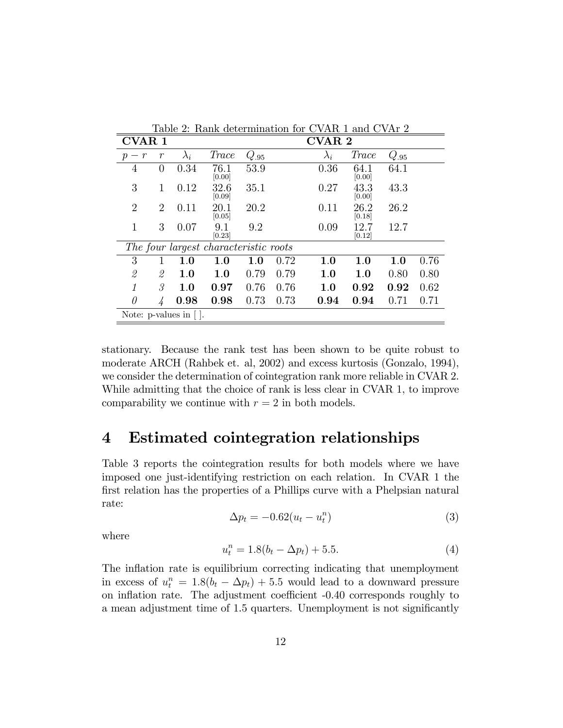Table 2: Rank determination for CVAR 1 and CVAr 2

| **CVAR 1** | | | | | | **CVAR 2** | | | |
|---|---|---|---|---|---|---|---|---|---|
| $p-r$ | $r$ | $\lambda_i$ | *Trace* | $Q_{.95}$ | | $\lambda_i$ | *Trace* | $Q_{.95}$ | |
| 4 | 0 | 0.34 | 76.1 [0.00] | 53.9 | | 0.36 | 64.1 [0.00] | 64.1 | |
| 3 | 1 | 0.12 | 32.6 [0.09] | 35.1 | | 0.27 | 43.3 [0.00] | 43.3 | |
| 2 | 2 | 0.11 | 20.1 [0.05] | 20.2 | | 0.11 | 26.2 [0.18] | 26.2 | |
| 1 | 3 | 0.07 | 9.1 [0.23] | 9.2 | | 0.09 | 12.7 [0.12] | 12.7 | |
| *The four largest characteristic roots* | | | | | | | | | |
| 3 | 1 | **1.0** | **1.0** | **1.0** | 0.72 | **1.0** | **1.0** | **1.0** | 0.76 |
| *2* | *2* | **1.0** | **1.0** | 0.79 | 0.79 | **1.0** | **1.0** | 0.80 | 0.80 |
| *1* | *3* | **1.0** | **0.97** | 0.76 | 0.76 | **1.0** | **0.92** | **0.92** | 0.62 |
| *0* | *4* | **0.98** | **0.98** | 0.73 | 0.73 | **0.94** | **0.94** | 0.71 | 0.71 |

Note: p-values in [ ].

stationary. Because the rank test has been shown to be quite robust to moderate ARCH (Rahbek et. al, 2002) and excess kurtosis (Gonzalo, 1994), we consider the determination of cointegration rank more reliable in CVAR 2. While admitting that the choice of rank is less clear in CVAR 1, to improve comparability we continue with $r = 2$ in both models.

# 4 Estimated cointegration relationships

Table 3 reports the cointegration results for both models where we have imposed one just-identifying restriction on each relation. In CVAR 1 the first relation has the properties of a Phillips curve with a Phelpsian natural rate:

$$\Delta p_t = -0.62(u_t - u_t^n) \tag{3}$$

where

$$u_t^n = 1.8(b_t - \Delta p_t) + 5.5. \tag{4}$$

The inflation rate is equilibrium correcting indicating that unemployment in excess of $u_t^n = 1.8(b_t - \Delta p_t) + 5.5$ would lead to a downward pressure on inflation rate. The adjustment coefficient -0.40 corresponds roughly to a mean adjustment time of 1.5 quarters. Unemployment is not significantly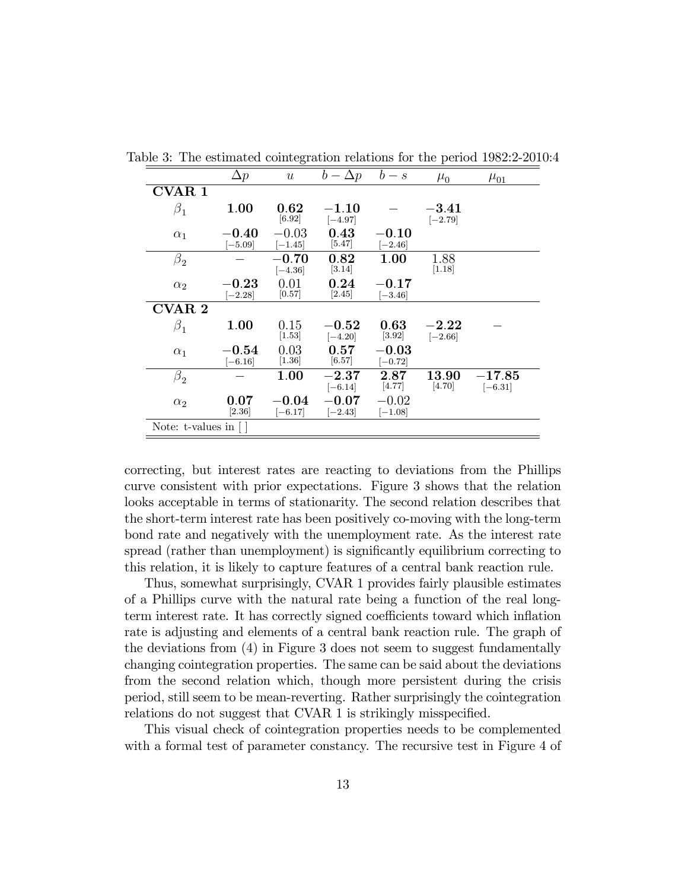Table 3: The estimated cointegration relations for the period 1982:2-2010:4

| | $\Delta p$ | $u$ | $b-\Delta p$ | $b-s$ | $\mu_0$ | $\mu_{01}$ |
|---|---|---|---|---|---|---|
| **CVAR 1** | | | | | | |
| $\beta_1$ | $\mathbf{1.00}$ | $\mathbf{0.62}$ [6.92] | $\mathbf{-1.10}$ [−4.97] | − | $\mathbf{-3.41}$ [−2.79] | |
| $\alpha_1$ | $\mathbf{-0.40}$ [−5.09] | $-0.03$ [−1.45] | $\mathbf{0.43}$ [5.47] | $\mathbf{-0.10}$ [−2.46] | | |
| $\beta_2$ | − | $\mathbf{-0.70}$ [−4.36] | $\mathbf{0.82}$ [3.14] | $\mathbf{1.00}$ | $1.88$ [1.18] | |
| $\alpha_2$ | $\mathbf{-0.23}$ [−2.28] | $0.01$ [0.57] | $\mathbf{0.24}$ [2.45] | $\mathbf{-0.17}$ [−3.46] | | |
| **CVAR 2** | | | | | | |
| $\beta_1$ | $\mathbf{1.00}$ | $0.15$ [1.53] | $\mathbf{-0.52}$ [−4.20] | $\mathbf{0.63}$ [3.92] | $\mathbf{-2.22}$ [−2.66] | − |
| $\alpha_1$ | $\mathbf{-0.54}$ [−6.16] | $0.03$ [1.36] | $\mathbf{0.57}$ [6.57] | $-0.03$ [−0.72] | | |
| $\beta_2$ | − | $\mathbf{1.00}$ | $\mathbf{-2.37}$ [−6.14] | $\mathbf{2.87}$ [4.77] | $\mathbf{13.90}$ [4.70] | $\mathbf{-17.85}$ [−6.31] |
| $\alpha_2$ | $\mathbf{0.07}$ [2.36] | $\mathbf{-0.04}$ [−6.17] | $\mathbf{-0.07}$ [−2.43] | $-0.02$ [−1.08] | | |

Note: t-values in [ ]

correcting, but interest rates are reacting to deviations from the Phillips curve consistent with prior expectations. Figure 3 shows that the relation looks acceptable in terms of stationarity. The second relation describes that the short-term interest rate has been positively co-moving with the long-term bond rate and negatively with the unemployment rate. As the interest rate spread (rather than unemployment) is significantly equilibrium correcting to this relation, it is likely to capture features of a central bank reaction rule.

Thus, somewhat surprisingly, CVAR 1 provides fairly plausible estimates of a Phillips curve with the natural rate being a function of the real long-term interest rate. It has correctly signed coefficients toward which inflation rate is adjusting and elements of a central bank reaction rule. The graph of the deviations from (4) in Figure 3 does not seem to suggest fundamentally changing cointegration properties. The same can be said about the deviations from the second relation which, though more persistent during the crisis period, still seem to be mean-reverting. Rather surprisingly the cointegration relations do not suggest that CVAR 1 is strikingly misspecified.

This visual check of cointegration properties needs to be complemented with a formal test of parameter constancy. The recursive test in Figure 4 of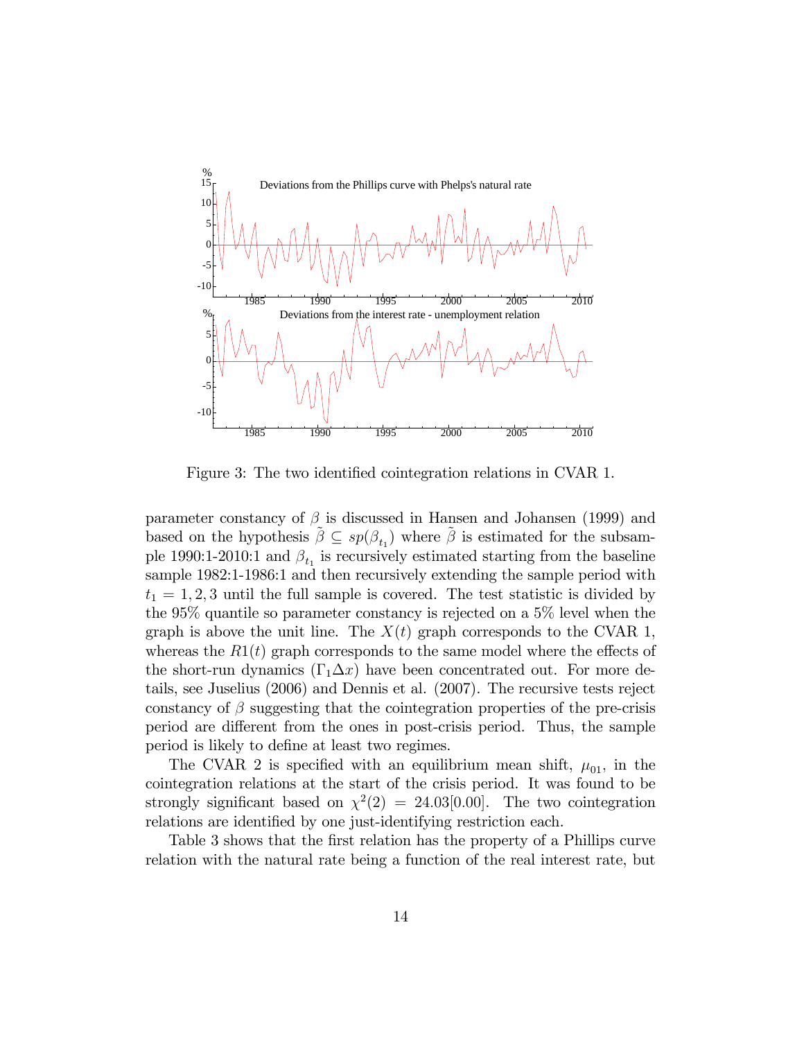Figure 3: The two identified cointegration relations in CVAR 1.

parameter constancy of $\beta$ is discussed in Hansen and Johansen (1999) and based on the hypothesis $\tilde{\beta} \subseteq sp(\beta_{t_1})$ where $\tilde{\beta}$ is estimated for the subsample 1990:1-2010:1 and $\beta_{t_1}$ is recursively estimated starting from the baseline sample 1982:1-1986:1 and then recursively extending the sample period with $t_1 = 1, 2, 3$ until the full sample is covered. The test statistic is divided by the 95% quantile so parameter constancy is rejected on a 5% level when the graph is above the unit line. The $X(t)$ graph corresponds to the CVAR 1, whereas the $R1(t)$ graph corresponds to the same model where the effects of the short-run dynamics ($\Gamma_1 \Delta x$) have been concentrated out. For more details, see Juselius (2006) and Dennis et al. (2007). The recursive tests reject constancy of $\beta$ suggesting that the cointegration properties of the pre-crisis period are different from the ones in post-crisis period. Thus, the sample period is likely to define at least two regimes.

The CVAR 2 is specified with an equilibrium mean shift, $\mu_{01}$, in the cointegration relations at the start of the crisis period. It was found to be strongly significant based on $\chi^2(2) = 24.03[0.00]$. The two cointegration relations are identified by one just-identifying restriction each.

Table 3 shows that the first relation has the property of a Phillips curve relation with the natural rate being a function of the real interest rate, but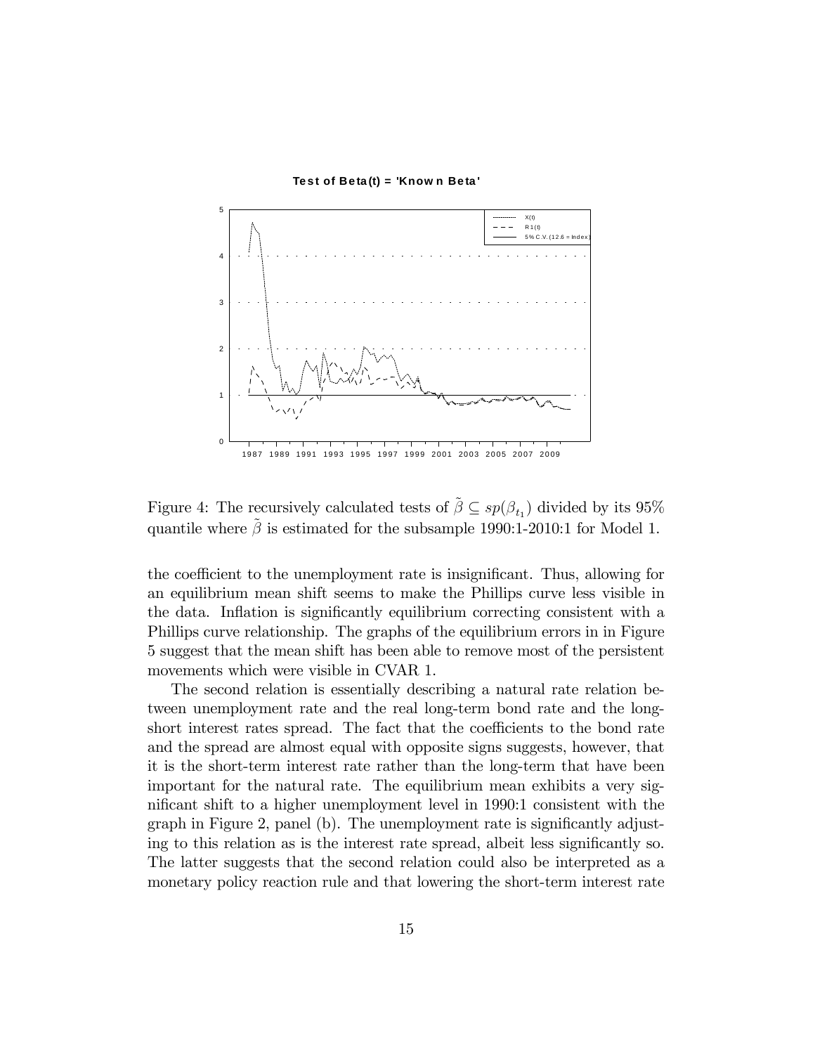Figure 4: The recursively calculated tests of $\tilde{\beta} \subseteq sp(\beta_{t_1})$ divided by its 95% quantile where $\tilde{\beta}$ is estimated for the subsample 1990:1-2010:1 for Model 1.

the coefficient to the unemployment rate is insignificant. Thus, allowing for an equilibrium mean shift seems to make the Phillips curve less visible in the data. Inflation is significantly equilibrium correcting consistent with a Phillips curve relationship. The graphs of the equilibrium errors in in Figure 5 suggest that the mean shift has been able to remove most of the persistent movements which were visible in CVAR 1.

The second relation is essentially describing a natural rate relation between unemployment rate and the real long-term bond rate and the long-short interest rates spread. The fact that the coefficients to the bond rate and the spread are almost equal with opposite signs suggests, however, that it is the short-term interest rate rather than the long-term that have been important for the natural rate. The equilibrium mean exhibits a very significant shift to a higher unemployment level in 1990:1 consistent with the graph in Figure 2, panel (b). The unemployment rate is significantly adjusting to this relation as is the interest rate spread, albeit less significantly so. The latter suggests that the second relation could also be interpreted as a monetary policy reaction rule and that lowering the short-term interest rate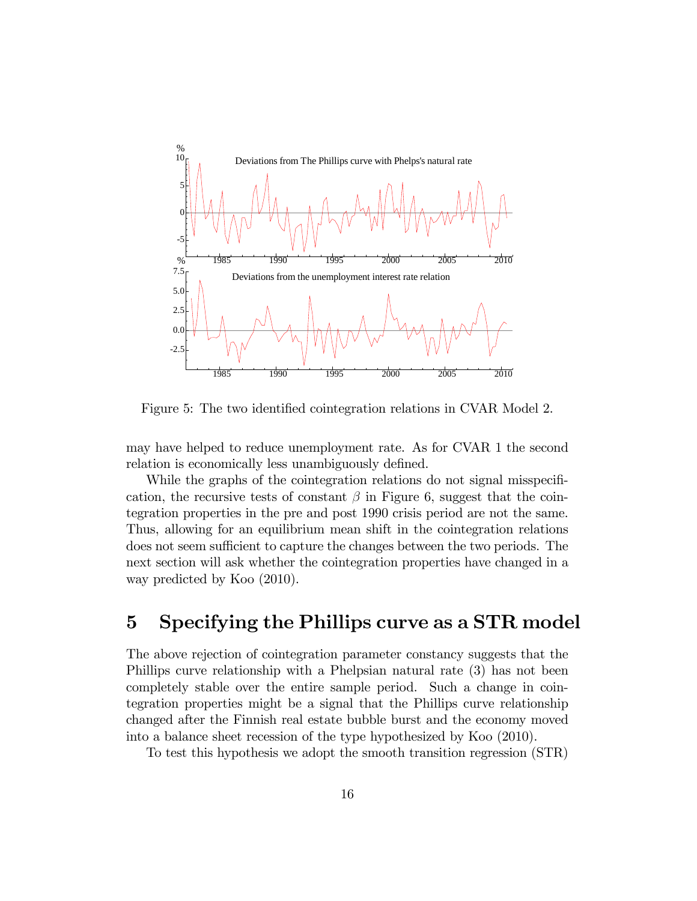Figure 5: The two identified cointegration relations in CVAR Model 2.

may have helped to reduce unemployment rate. As for CVAR 1 the second relation is economically less unambiguously defined.

While the graphs of the cointegration relations do not signal misspecification, the recursive tests of constant $\beta$ in Figure 6, suggest that the cointegration properties in the pre and post 1990 crisis period are not the same. Thus, allowing for an equilibrium mean shift in the cointegration relations does not seem sufficient to capture the changes between the two periods. The next section will ask whether the cointegration properties have changed in a way predicted by Koo (2010).

# 5 Specifying the Phillips curve as a STR model

The above rejection of cointegration parameter constancy suggests that the Phillips curve relationship with a Phelpsian natural rate (3) has not been completely stable over the entire sample period. Such a change in cointegration properties might be a signal that the Phillips curve relationship changed after the Finnish real estate bubble burst and the economy moved into a balance sheet recession of the type hypothesized by Koo (2010).

To test this hypothesis we adopt the smooth transition regression (STR)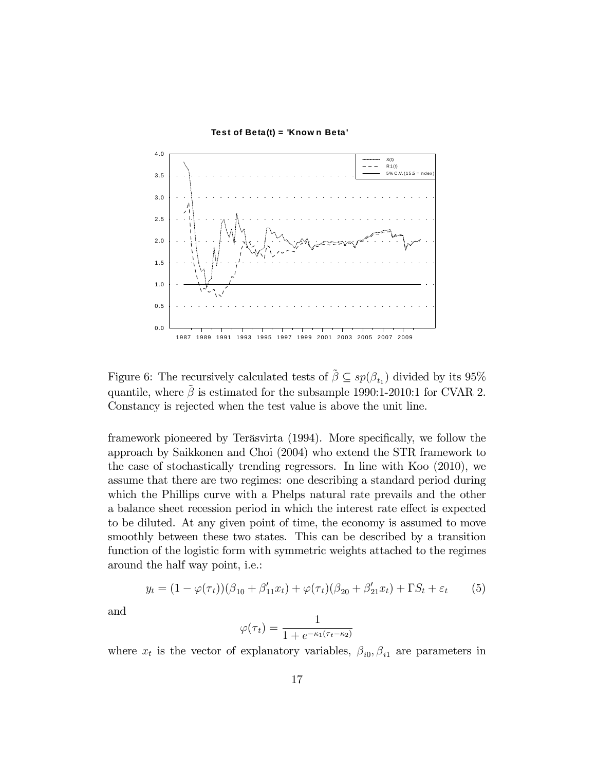Figure 6: The recursively calculated tests of $\tilde{\beta} \subseteq sp(\beta_{t_1})$ divided by its 95% quantile, where $\tilde{\beta}$ is estimated for the subsample 1990:1-2010:1 for CVAR 2. Constancy is rejected when the test value is above the unit line.

framework pioneered by Teräsvirta (1994). More specifically, we follow the approach by Saikkonen and Choi (2004) who extend the STR framework to the case of stochastically trending regressors. In line with Koo (2010), we assume that there are two regimes: one describing a standard period during which the Phillips curve with a Phelps natural rate prevails and the other a balance sheet recession period in which the interest rate effect is expected to be diluted. At any given point of time, the economy is assumed to move smoothly between these two states. This can be described by a transition function of the logistic form with symmetric weights attached to the regimes around the half way point, i.e.:

$$y_t = (1 - \varphi(\tau_t))(\beta_{10} + \beta'_{11}x_t) + \varphi(\tau_t)(\beta_{20} + \beta'_{21}x_t) + \Gamma S_t + \varepsilon_t \qquad (5)$$

and

$$\varphi(\tau_t) = \frac{1}{1 + e^{-\kappa_1(\tau_t - \kappa_2)}}$$

where $x_t$ is the vector of explanatory variables, $\beta_{i0}, \beta_{i1}$ are parameters in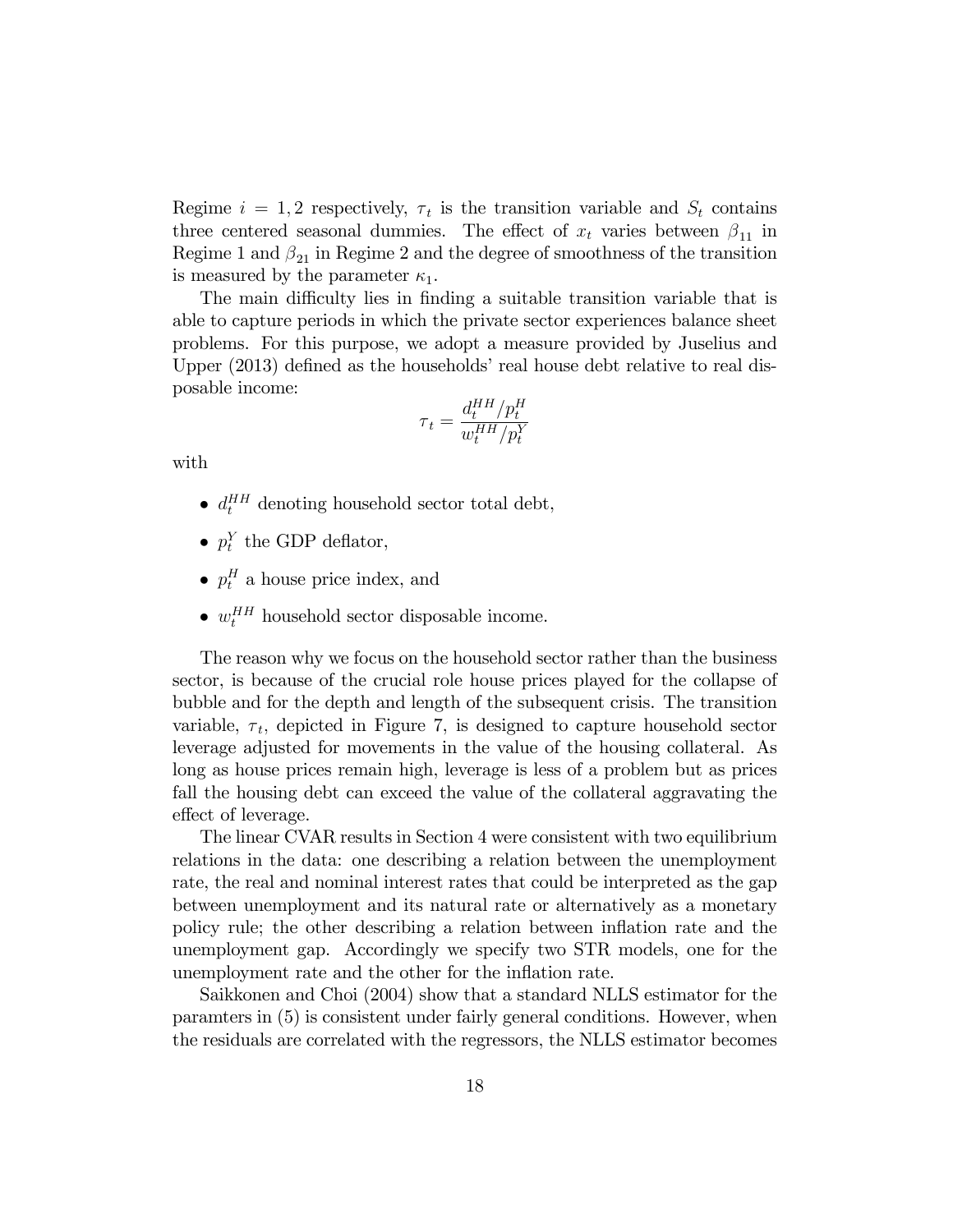Regime $i = 1, 2$ respectively, $\tau_t$ is the transition variable and $S_t$ contains three centered seasonal dummies. The effect of $x_t$ varies between $\beta_{11}$ in Regime 1 and $\beta_{21}$ in Regime 2 and the degree of smoothness of the transition is measured by the parameter $\kappa_1$.

The main difficulty lies in finding a suitable transition variable that is able to capture periods in which the private sector experiences balance sheet problems. For this purpose, we adopt a measure provided by Juselius and Upper (2013) defined as the households' real house debt relative to real disposable income:

$$\tau_t = \frac{d_t^{HH}/p_t^H}{w_t^{HH}/p_t^Y}$$

with

- $d_t^{HH}$ denoting household sector total debt,
- $p_t^Y$ the GDP deflator,
- $p_t^H$ a house price index, and
- $w_t^{HH}$ household sector disposable income.

The reason why we focus on the household sector rather than the business sector, is because of the crucial role house prices played for the collapse of bubble and for the depth and length of the subsequent crisis. The transition variable, $\tau_t$, depicted in Figure 7, is designed to capture household sector leverage adjusted for movements in the value of the housing collateral. As long as house prices remain high, leverage is less of a problem but as prices fall the housing debt can exceed the value of the collateral aggravating the effect of leverage.

The linear CVAR results in Section 4 were consistent with two equilibrium relations in the data: one describing a relation between the unemployment rate, the real and nominal interest rates that could be interpreted as the gap between unemployment and its natural rate or alternatively as a monetary policy rule; the other describing a relation between inflation rate and the unemployment gap. Accordingly we specify two STR models, one for the unemployment rate and the other for the inflation rate.

Saikkonen and Choi (2004) show that a standard NLLS estimator for the paramters in (5) is consistent under fairly general conditions. However, when the residuals are correlated with the regressors, the NLLS estimator becomes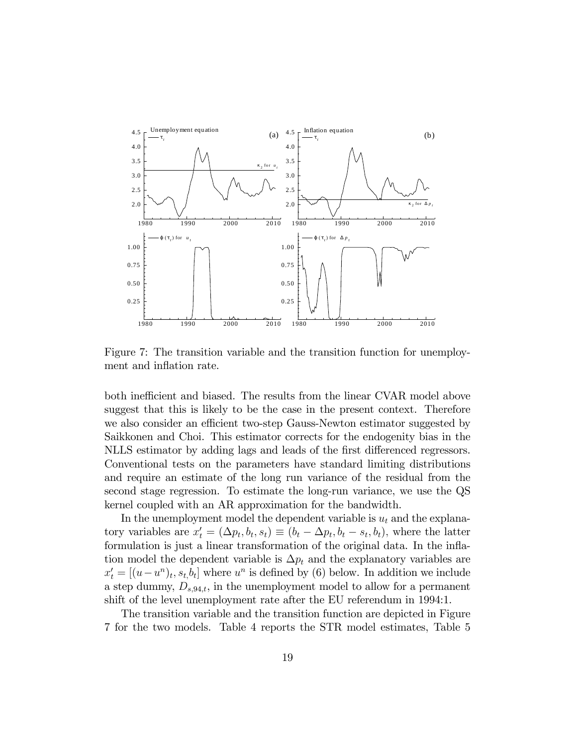Figure 7: The transition variable and the transition function for unemployment and inflation rate.

both inefficient and biased. The results from the linear CVAR model above suggest that this is likely to be the case in the present context. Therefore we also consider an efficient two-step Gauss-Newton estimator suggested by Saikkonen and Choi. This estimator corrects for the endogenity bias in the NLLS estimator by adding lags and leads of the first differenced regressors. Conventional tests on the parameters have standard limiting distributions and require an estimate of the long run variance of the residual from the second stage regression. To estimate the long-run variance, we use the QS kernel coupled with an AR approximation for the bandwidth.

In the unemployment model the dependent variable is $u_t$ and the explanatory variables are $x_t' = (\Delta p_t, b_t, s_t) \equiv (b_t - \Delta p_t, b_t - s_t, b_t)$, where the latter formulation is just a linear transformation of the original data. In the inflation model the dependent variable is $\Delta p_t$ and the explanatory variables are $x_t' = [(u - u^n)_t, s_t, b_t]$ where $u^n$ is defined by (6) below. In addition we include a step dummy, $D_{s,94,t}$, in the unemployment model to allow for a permanent shift of the level unemployment rate after the EU referendum in 1994:1.

The transition variable and the transition function are depicted in Figure 7 for the two models. Table 4 reports the STR model estimates, Table 5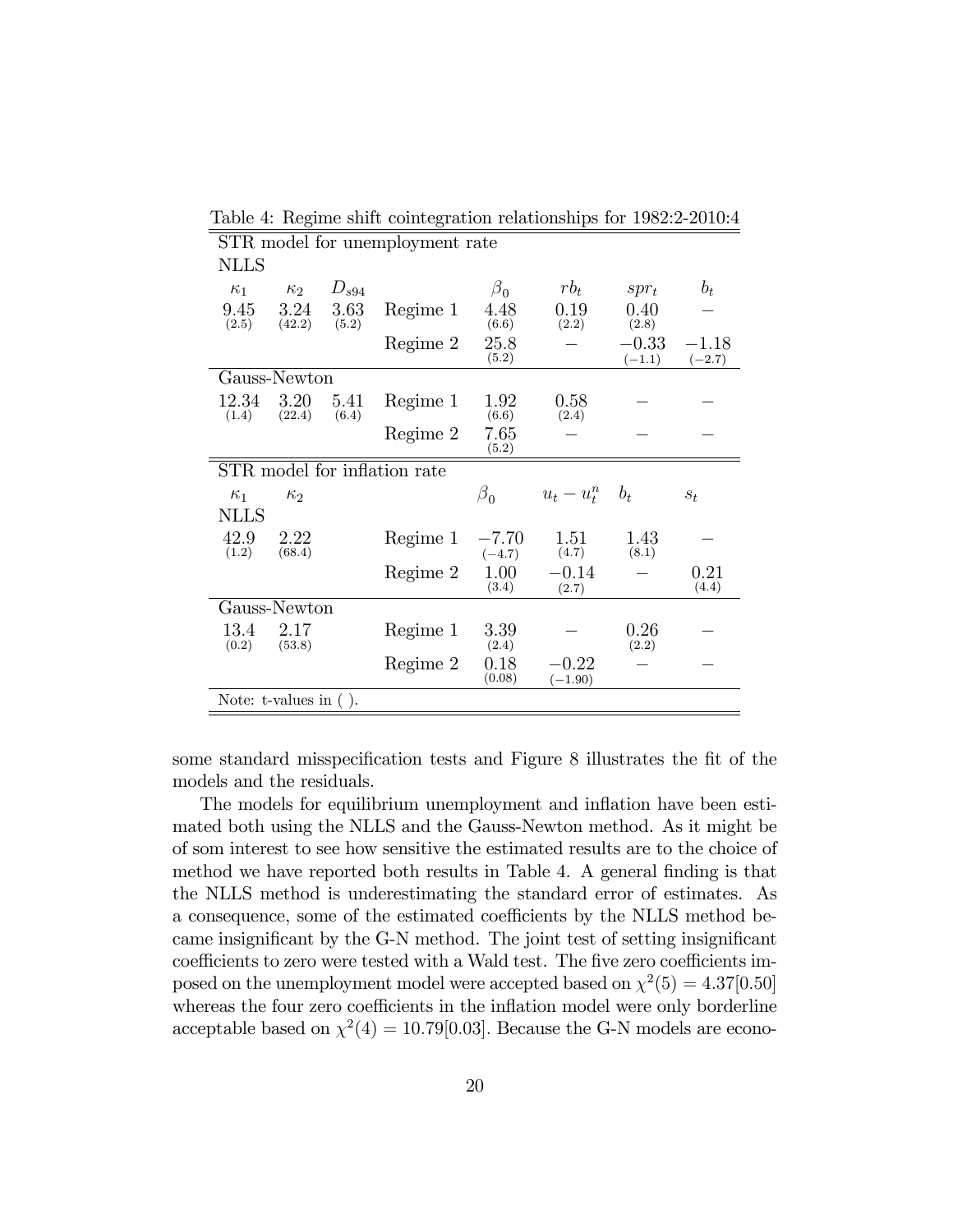Table 4: Regime shift cointegration relationships for 1982:2-2010:4

| STR model for unemployment rate | | | | | | | |
|---|---|---|---|---|---|---|---|
| NLLS | | | | | | | |
| $\kappa_1$ | $\kappa_2$ | $D_{s94}$ | | $\beta_0$ | $rb_t$ | $spr_t$ | $b_t$ |
| 9.45 (2.5) | 3.24 (42.2) | 3.63 (5.2) | Regime 1 | 4.48 (6.6) | 0.19 (2.2) | 0.40 (2.8) | − |
| | | | Regime 2 | 25.8 (5.2) | − | −0.33 (−1.1) | −1.18 (−2.7) |
| Gauss-Newton | | | | | | | |
| 12.34 (1.4) | 3.20 (22.4) | 5.41 (6.4) | Regime 1 | 1.92 (6.6) | 0.58 (2.4) | − | − |
| | | | Regime 2 | 7.65 (5.2) | − | − | − |

| STR model for inflation rate | | | | | | |
|---|---|---|---|---|---|---|
| $\kappa_1$ | $\kappa_2$ | | $\beta_0$ | $u_t - u_t^n$ | $b_t$ | $s_t$ |
| NLLS | | | | | | |
| 42.9 (1.2) | 2.22 (68.4) | Regime 1 | −7.70 (−4.7) | 1.51 (4.7) | 1.43 (8.1) | − |
| | | Regime 2 | 1.00 (3.4) | −0.14 (2.7) | − | 0.21 (4.4) |
| Gauss-Newton | | | | | | |
| 13.4 (0.2) | 2.17 (53.8) | Regime 1 | 3.39 (2.4) | − | 0.26 (2.2) | − |
| | | Regime 2 | 0.18 (0.08) | −0.22 (−1.90) | − | − |

Note: t-values in ( ).

some standard misspecification tests and Figure 8 illustrates the fit of the models and the residuals.

The models for equilibrium unemployment and inflation have been estimated both using the NLLS and the Gauss-Newton method. As it might be of som interest to see how sensitive the estimated results are to the choice of method we have reported both results in Table 4. A general finding is that the NLLS method is underestimating the standard error of estimates. As a consequence, some of the estimated coefficients by the NLLS method became insignificant by the G-N method. The joint test of setting insignificant coefficients to zero were tested with a Wald test. The five zero coefficients imposed on the unemployment model were accepted based on $\chi^2(5) = 4.37[0.50]$ whereas the four zero coefficients in the inflation model were only borderline acceptable based on $\chi^2(4) = 10.79[0.03]$. Because the G-N models are econo-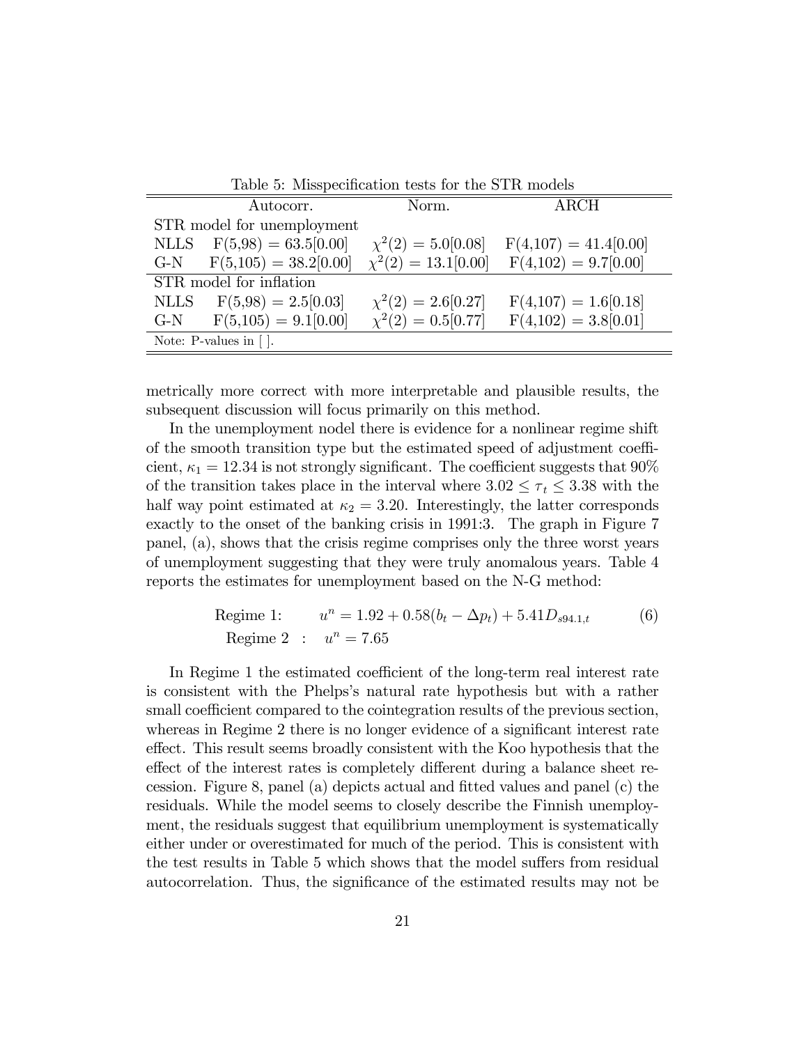Table 5: Misspecification tests for the STR models

| | Autocorr. | Norm. | ARCH |
|---|---|---|---|
| STR model for unemployment | | | |
| NLLS | F(5,98) = 63.5[0.00] | $\chi^2(2) = 5.0[0.08]$ | F(4,107) = 41.4[0.00] |
| G-N | F(5,105) = 38.2[0.00] | $\chi^2(2) = 13.1[0.00]$ | F(4,102) = 9.7[0.00] |
| STR model for inflation | | | |
| NLLS | F(5,98) = 2.5[0.03] | $\chi^2(2) = 2.6[0.27]$ | F(4,107) = 1.6[0.18] |
| G-N | F(5,105) = 9.1[0.00] | $\chi^2(2) = 0.5[0.77]$ | F(4,102) = 3.8[0.01] |

Note: P-values in [ ].

metrically more correct with more interpretable and plausible results, the subsequent discussion will focus primarily on this method.

In the unemployment nodel there is evidence for a nonlinear regime shift of the smooth transition type but the estimated speed of adjustment coefficient, $\kappa_1 = 12.34$ is not strongly significant. The coefficient suggests that 90% of the transition takes place in the interval where $3.02 \leq \tau_t \leq 3.38$ with the half way point estimated at $\kappa_2 = 3.20$. Interestingly, the latter corresponds exactly to the onset of the banking crisis in 1991:3. The graph in Figure 7 panel, (a), shows that the crisis regime comprises only the three worst years of unemployment suggesting that they were truly anomalous years. Table 4 reports the estimates for unemployment based on the N-G method:

$$\begin{aligned} &\text{Regime 1:} \qquad u^n = 1.92 + 0.58(b_t - \Delta p_t) + 5.41 D_{s94.1,t} \qquad (6) \\ &\text{Regime 2} \ : \quad u^n = 7.65 \end{aligned}$$

In Regime 1 the estimated coefficient of the long-term real interest rate is consistent with the Phelps's natural rate hypothesis but with a rather small coefficient compared to the cointegration results of the previous section, whereas in Regime 2 there is no longer evidence of a significant interest rate effect. This result seems broadly consistent with the Koo hypothesis that the effect of the interest rates is completely different during a balance sheet recession. Figure 8, panel (a) depicts actual and fitted values and panel (c) the residuals. While the model seems to closely describe the Finnish unemployment, the residuals suggest that equilibrium unemployment is systematically either under or overestimated for much of the period. This is consistent with the test results in Table 5 which shows that the model suffers from residual autocorrelation. Thus, the significance of the estimated results may not be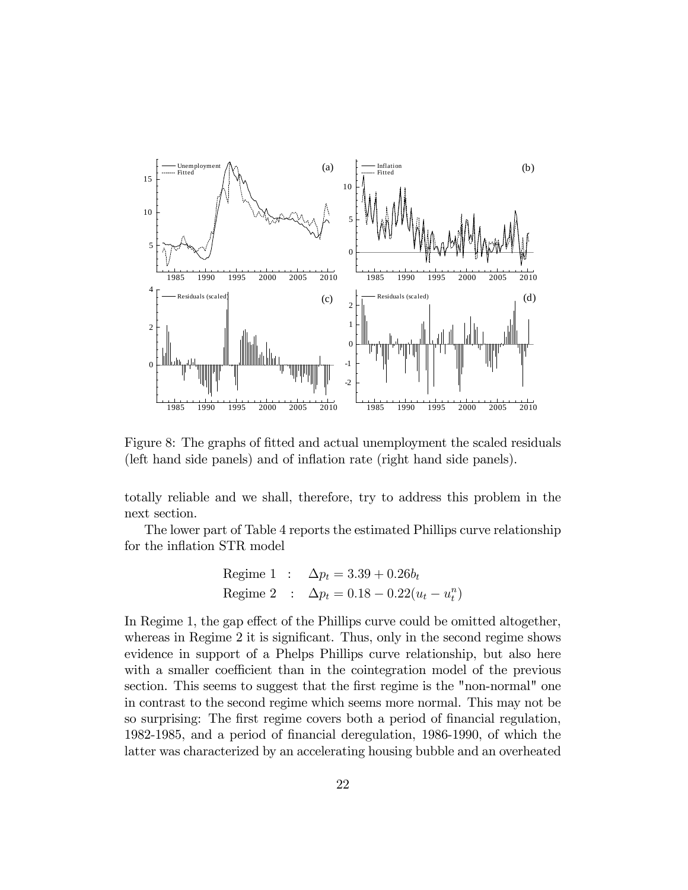Figure 8: The graphs of fitted and actual unemployment the scaled residuals (left hand side panels) and of inflation rate (right hand side panels).

totally reliable and we shall, therefore, try to address this problem in the next section.

The lower part of Table 4 reports the estimated Phillips curve relationship for the inflation STR model

$$
\begin{aligned}
\text{Regime 1} &: \quad \Delta p_t = 3.39 + 0.26 b_t \\
\text{Regime 2} &: \quad \Delta p_t = 0.18 - 0.22(u_t - u_t^n)
\end{aligned}
$$

In Regime 1, the gap effect of the Phillips curve could be omitted altogether, whereas in Regime 2 it is significant. Thus, only in the second regime shows evidence in support of a Phelps Phillips curve relationship, but also here with a smaller coefficient than in the cointegration model of the previous section. This seems to suggest that the first regime is the "non-normal" one in contrast to the second regime which seems more normal. This may not be so surprising: The first regime covers both a period of financial regulation, 1982-1985, and a period of financial deregulation, 1986-1990, of which the latter was characterized by an accelerating housing bubble and an overheated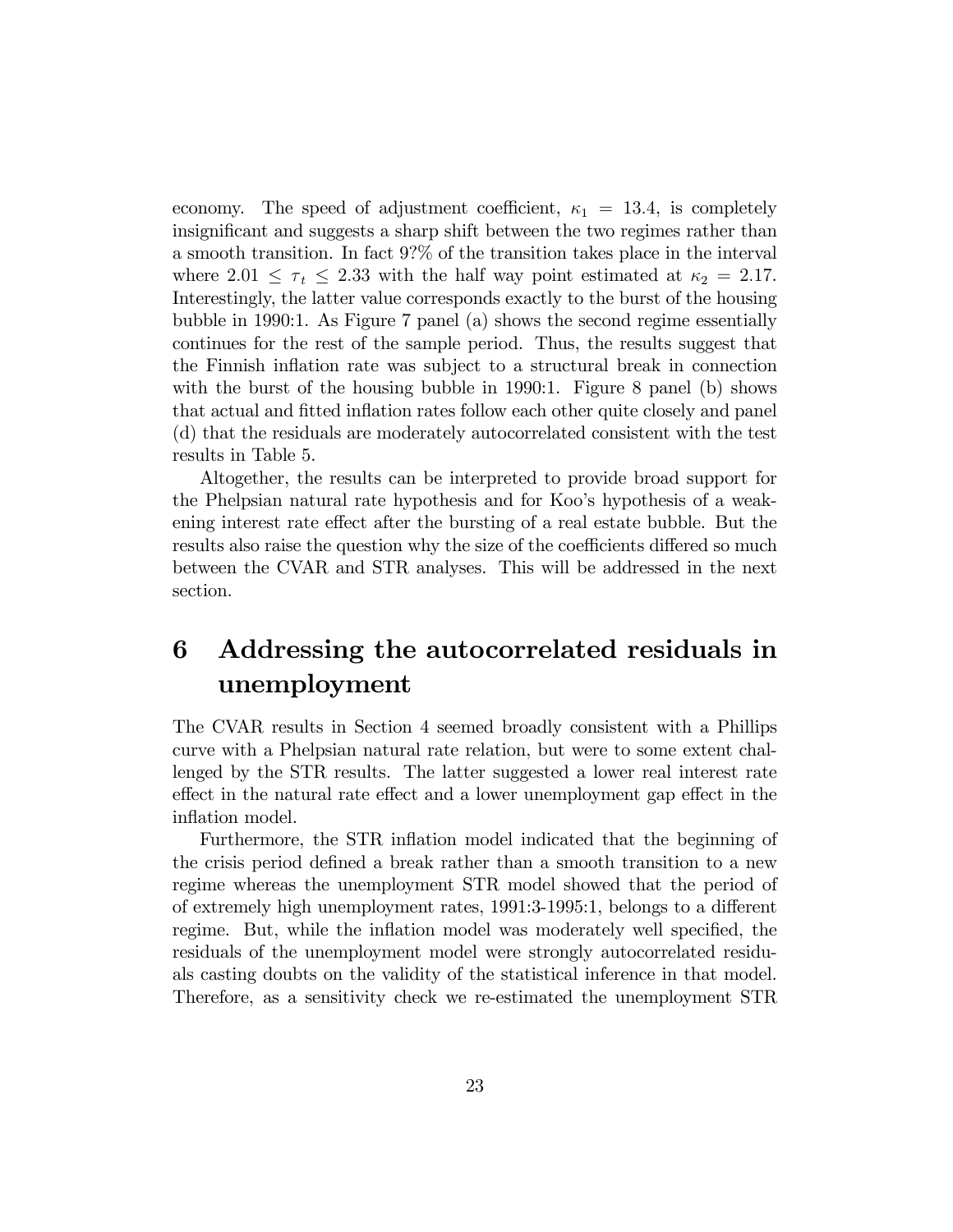economy. The speed of adjustment coefficient, $\kappa_1 = 13.4$, is completely insignificant and suggests a sharp shift between the two regimes rather than a smooth transition. In fact 9?% of the transition takes place in the interval where $2.01 \leq \tau_t \leq 2.33$ with the half way point estimated at $\kappa_2 = 2.17$. Interestingly, the latter value corresponds exactly to the burst of the housing bubble in 1990:1. As Figure 7 panel (a) shows the second regime essentially continues for the rest of the sample period. Thus, the results suggest that the Finnish inflation rate was subject to a structural break in connection with the burst of the housing bubble in 1990:1. Figure 8 panel (b) shows that actual and fitted inflation rates follow each other quite closely and panel (d) that the residuals are moderately autocorrelated consistent with the test results in Table 5.

Altogether, the results can be interpreted to provide broad support for the Phelpsian natural rate hypothesis and for Koo's hypothesis of a weakening interest rate effect after the bursting of a real estate bubble. But the results also raise the question why the size of the coefficients differed so much between the CVAR and STR analyses. This will be addressed in the next section.

# 6 Addressing the autocorrelated residuals in unemployment

The CVAR results in Section 4 seemed broadly consistent with a Phillips curve with a Phelpsian natural rate relation, but were to some extent challenged by the STR results. The latter suggested a lower real interest rate effect in the natural rate effect and a lower unemployment gap effect in the inflation model.

Furthermore, the STR inflation model indicated that the beginning of the crisis period defined a break rather than a smooth transition to a new regime whereas the unemployment STR model showed that the period of of extremely high unemployment rates, 1991:3-1995:1, belongs to a different regime. But, while the inflation model was moderately well specified, the residuals of the unemployment model were strongly autocorrelated residuals casting doubts on the validity of the statistical inference in that model. Therefore, as a sensitivity check we re-estimated the unemployment STR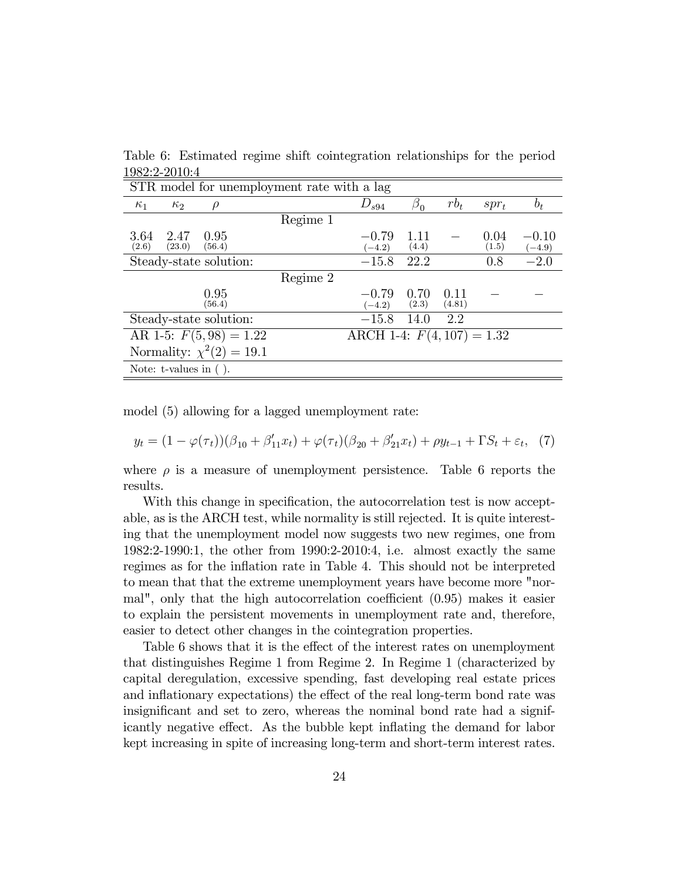Table 6: Estimated regime shift cointegration relationships for the period 1982:2-2010:4

| STR model for unemployment rate with a lag | | | | | | | | |
|---|---|---|---|---|---|---|---|---|
| $\kappa_1$ | $\kappa_2$ | $\rho$ | | $D_{s94}$ | $\beta_0$ | $rb_t$ | $spr_t$ | $b_t$ |
| | | | Regime 1 | | | | | |
| 3.64 (2.6) | 2.47 (23.0) | 0.95 (56.4) | | −0.79 (−4.2) | 1.11 (4.4) | − | 0.04 (1.5) | −0.10 (−4.9) |
| Steady-state solution: | | | | −15.8 | 22.2 | | 0.8 | −2.0 |
| | | | Regime 2 | | | | | |
| | | 0.95 (56.4) | | −0.79 (−4.2) | 0.70 (2.3) | 0.11 (4.81) | − | − |
| Steady-state solution: | | | | −15.8 | 14.0 | 2.2 | | |
| AR 1-5: $F(5, 98) = 1.22$ | | | | ARCH 1-4: $F(4, 107) = 1.32$ | | | | |
| Normality: $\chi^2(2) = 19.1$ | | | | | | | | |
| Note: t-values in ( ). | | | | | | | | |

model (5) allowing for a lagged unemployment rate:

$$y_t = (1 - \varphi(\tau_t))(\beta_{10} + \beta'_{11}x_t) + \varphi(\tau_t)(\beta_{20} + \beta'_{21}x_t) + \rho y_{t-1} + \Gamma S_t + \varepsilon_t, \quad (7)$$

where $\rho$ is a measure of unemployment persistence. Table 6 reports the results.

With this change in specification, the autocorrelation test is now acceptable, as is the ARCH test, while normality is still rejected. It is quite interesting that the unemployment model now suggests two new regimes, one from 1982:2-1990:1, the other from 1990:2-2010:4, i.e. almost exactly the same regimes as for the inflation rate in Table 4. This should not be interpreted to mean that that the extreme unemployment years have become more "normal", only that the high autocorrelation coefficient (0.95) makes it easier to explain the persistent movements in unemployment rate and, therefore, easier to detect other changes in the cointegration properties.

Table 6 shows that it is the effect of the interest rates on unemployment that distinguishes Regime 1 from Regime 2. In Regime 1 (characterized by capital deregulation, excessive spending, fast developing real estate prices and inflationary expectations) the effect of the real long-term bond rate was insignificant and set to zero, whereas the nominal bond rate had a significantly negative effect. As the bubble kept inflating the demand for labor kept increasing in spite of increasing long-term and short-term interest rates.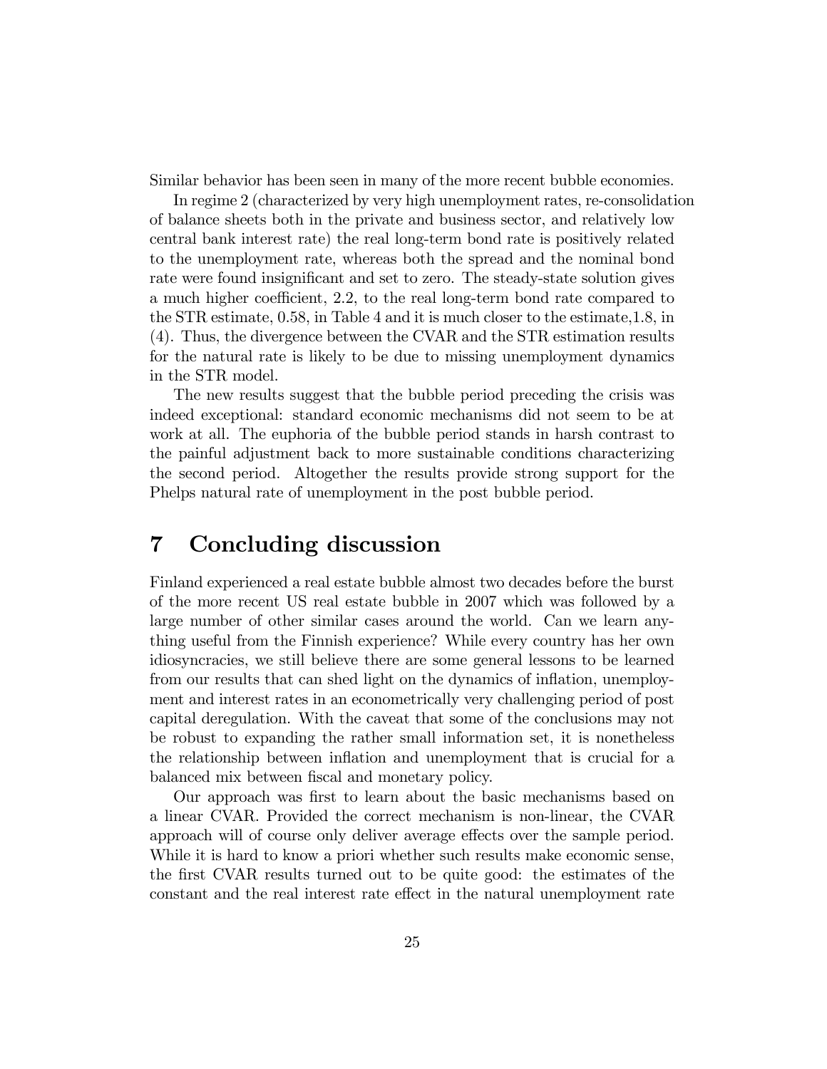Similar behavior has been seen in many of the more recent bubble economies.

In regime 2 (characterized by very high unemployment rates, re-consolidation of balance sheets both in the private and business sector, and relatively low central bank interest rate) the real long-term bond rate is positively related to the unemployment rate, whereas both the spread and the nominal bond rate were found insignificant and set to zero. The steady-state solution gives a much higher coefficient, 2.2, to the real long-term bond rate compared to the STR estimate, 0.58, in Table 4 and it is much closer to the estimate,1.8, in (4). Thus, the divergence between the CVAR and the STR estimation results for the natural rate is likely to be due to missing unemployment dynamics in the STR model.

The new results suggest that the bubble period preceding the crisis was indeed exceptional: standard economic mechanisms did not seem to be at work at all. The euphoria of the bubble period stands in harsh contrast to the painful adjustment back to more sustainable conditions characterizing the second period. Altogether the results provide strong support for the Phelps natural rate of unemployment in the post bubble period.

# 7 Concluding discussion

Finland experienced a real estate bubble almost two decades before the burst of the more recent US real estate bubble in 2007 which was followed by a large number of other similar cases around the world. Can we learn anything useful from the Finnish experience? While every country has her own idiosyncracies, we still believe there are some general lessons to be learned from our results that can shed light on the dynamics of inflation, unemployment and interest rates in an econometrically very challenging period of post capital deregulation. With the caveat that some of the conclusions may not be robust to expanding the rather small information set, it is nonetheless the relationship between inflation and unemployment that is crucial for a balanced mix between fiscal and monetary policy.

Our approach was first to learn about the basic mechanisms based on a linear CVAR. Provided the correct mechanism is non-linear, the CVAR approach will of course only deliver average effects over the sample period. While it is hard to know a priori whether such results make economic sense, the first CVAR results turned out to be quite good: the estimates of the constant and the real interest rate effect in the natural unemployment rate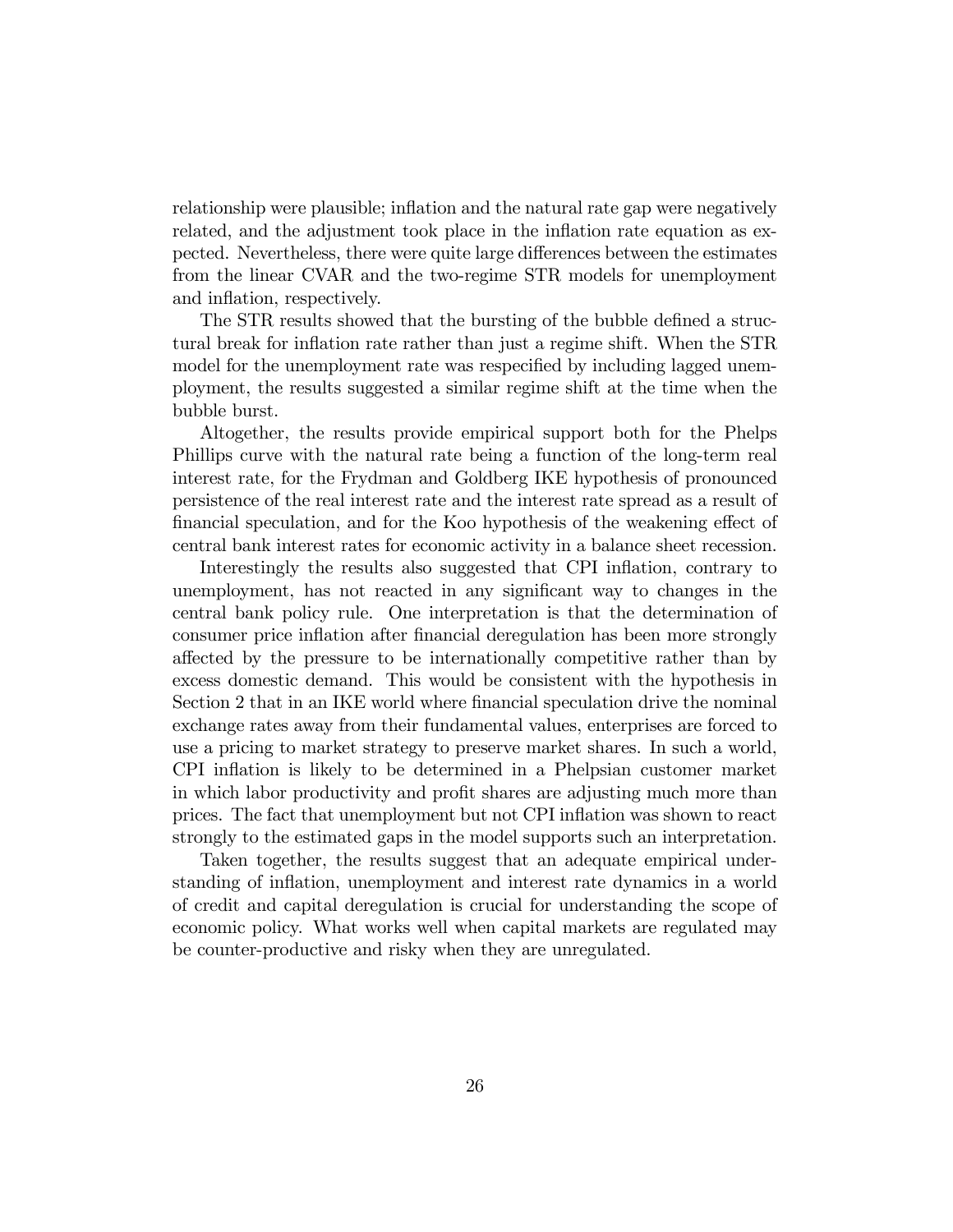relationship were plausible; inflation and the natural rate gap were negatively related, and the adjustment took place in the inflation rate equation as expected. Nevertheless, there were quite large differences between the estimates from the linear CVAR and the two-regime STR models for unemployment and inflation, respectively.

The STR results showed that the bursting of the bubble defined a structural break for inflation rate rather than just a regime shift. When the STR model for the unemployment rate was respecified by including lagged unemployment, the results suggested a similar regime shift at the time when the bubble burst.

Altogether, the results provide empirical support both for the Phelps Phillips curve with the natural rate being a function of the long-term real interest rate, for the Frydman and Goldberg IKE hypothesis of pronounced persistence of the real interest rate and the interest rate spread as a result of financial speculation, and for the Koo hypothesis of the weakening effect of central bank interest rates for economic activity in a balance sheet recession.

Interestingly the results also suggested that CPI inflation, contrary to unemployment, has not reacted in any significant way to changes in the central bank policy rule. One interpretation is that the determination of consumer price inflation after financial deregulation has been more strongly affected by the pressure to be internationally competitive rather than by excess domestic demand. This would be consistent with the hypothesis in Section 2 that in an IKE world where financial speculation drive the nominal exchange rates away from their fundamental values, enterprises are forced to use a pricing to market strategy to preserve market shares. In such a world, CPI inflation is likely to be determined in a Phelpsian customer market in which labor productivity and profit shares are adjusting much more than prices. The fact that unemployment but not CPI inflation was shown to react strongly to the estimated gaps in the model supports such an interpretation.

Taken together, the results suggest that an adequate empirical understanding of inflation, unemployment and interest rate dynamics in a world of credit and capital deregulation is crucial for understanding the scope of economic policy. What works well when capital markets are regulated may be counter-productive and risky when they are unregulated.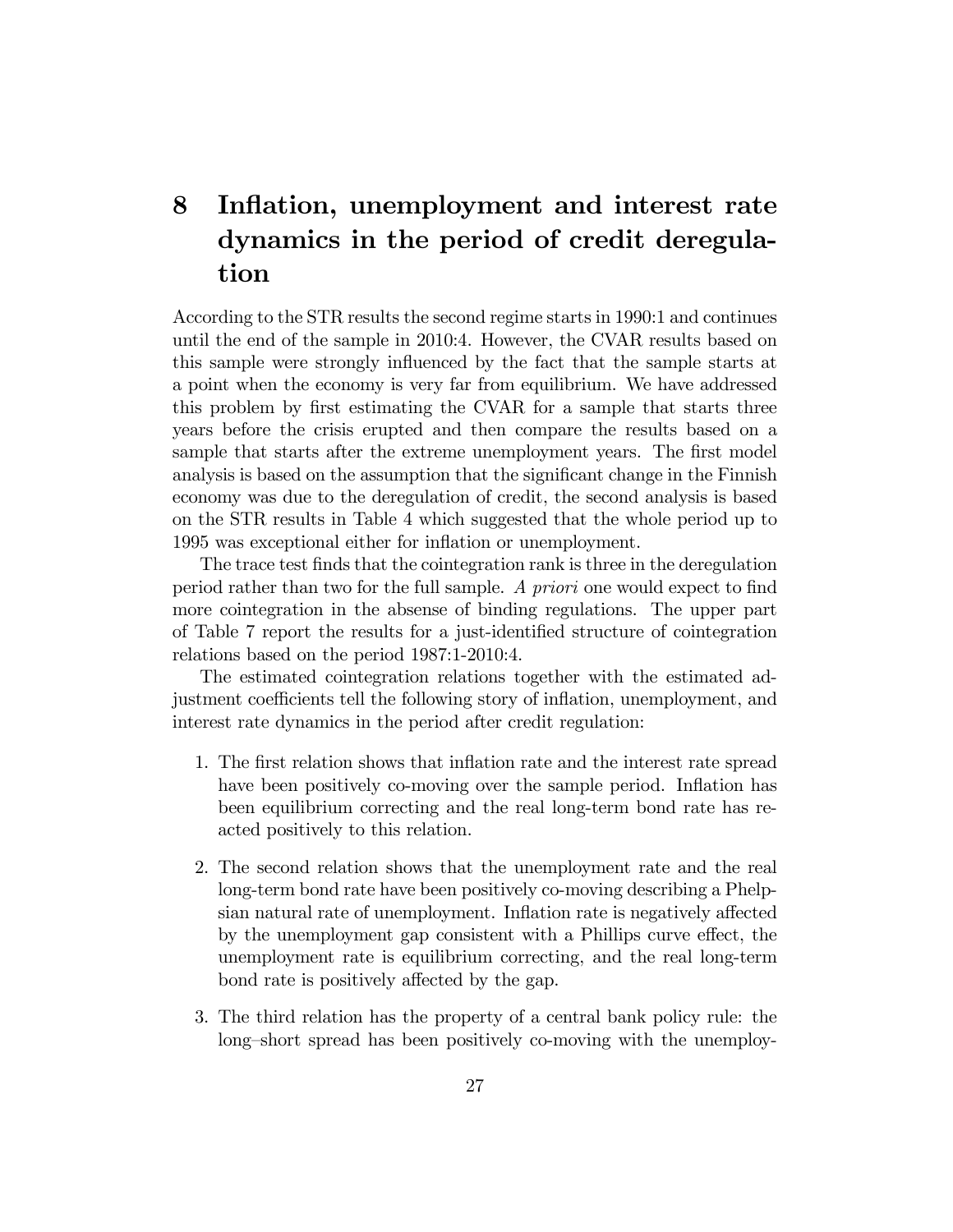# 8 Inflation, unemployment and interest rate dynamics in the period of credit deregulation

According to the STR results the second regime starts in 1990:1 and continues until the end of the sample in 2010:4. However, the CVAR results based on this sample were strongly influenced by the fact that the sample starts at a point when the economy is very far from equilibrium. We have addressed this problem by first estimating the CVAR for a sample that starts three years before the crisis erupted and then compare the results based on a sample that starts after the extreme unemployment years. The first model analysis is based on the assumption that the significant change in the Finnish economy was due to the deregulation of credit, the second analysis is based on the STR results in Table 4 which suggested that the whole period up to 1995 was exceptional either for inflation or unemployment.

The trace test finds that the cointegration rank is three in the deregulation period rather than two for the full sample. *A priori* one would expect to find more cointegration in the absense of binding regulations. The upper part of Table 7 report the results for a just-identified structure of cointegration relations based on the period 1987:1-2010:4.

The estimated cointegration relations together with the estimated adjustment coefficients tell the following story of inflation, unemployment, and interest rate dynamics in the period after credit regulation:

1. The first relation shows that inflation rate and the interest rate spread have been positively co-moving over the sample period. Inflation has been equilibrium correcting and the real long-term bond rate has reacted positively to this relation.

2. The second relation shows that the unemployment rate and the real long-term bond rate have been positively co-moving describing a Phelpsian natural rate of unemployment. Inflation rate is negatively affected by the unemployment gap consistent with a Phillips curve effect, the unemployment rate is equilibrium correcting, and the real long-term bond rate is positively affected by the gap.

3. The third relation has the property of a central bank policy rule: the long–short spread has been positively co-moving with the unemploy-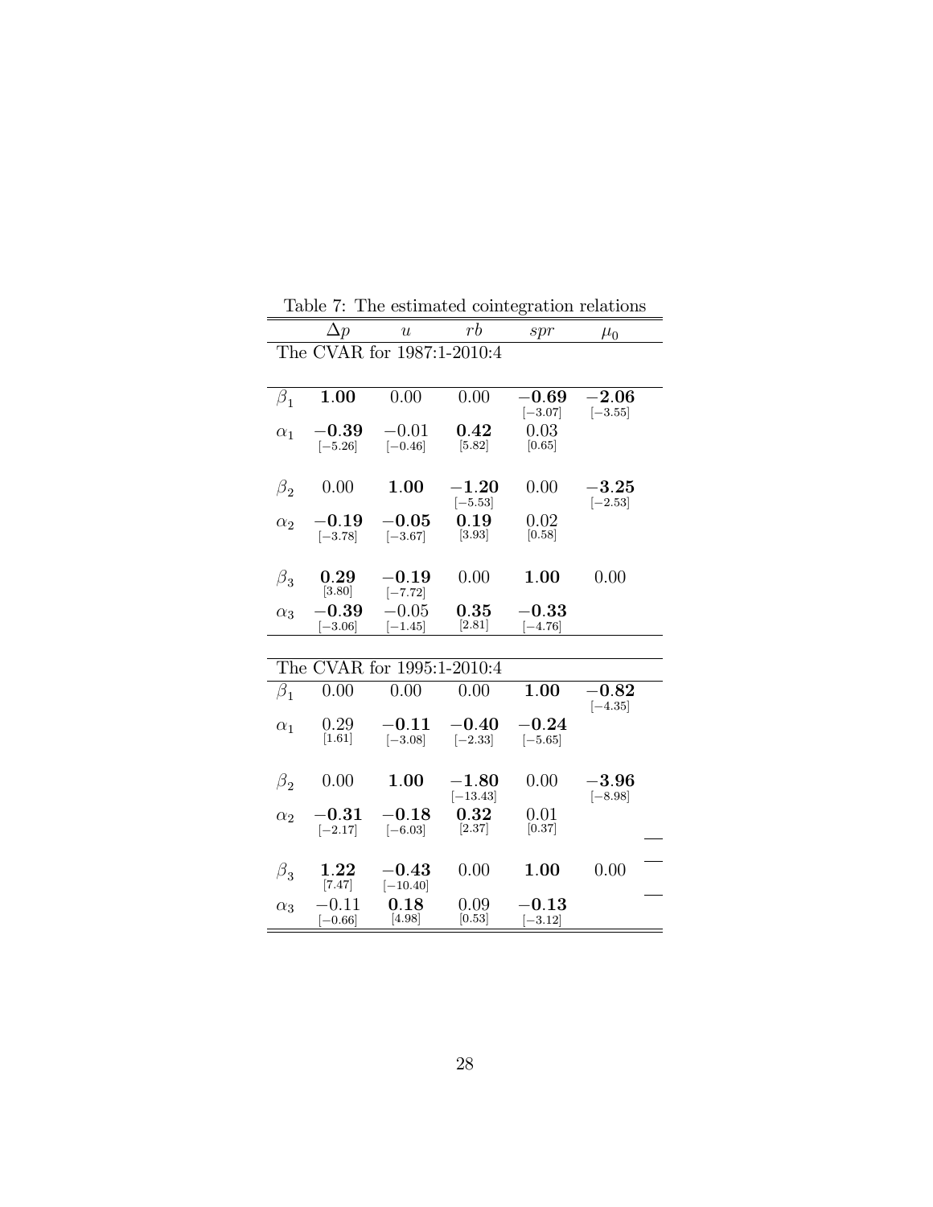Table 7: The estimated cointegration relations

| | $\Delta p$ | $u$ | $rb$ | $spr$ | $\mu_0$ |
|---|---|---|---|---|---|
| The CVAR for 1987:1-2010:4 | | | | | |
| $\beta_1$ | **1.00** | 0.00 | 0.00 | **−0.69** [−3.07] | **−2.06** [−3.55] |
| $\alpha_1$ | **−0.39** [−5.26] | −0.01 [−0.46] | **0.42** [5.82] | 0.03 [0.65] | |
| $\beta_2$ | 0.00 | **1.00** | **−1.20** [−5.53] | 0.00 | **−3.25** [−2.53] |
| $\alpha_2$ | **−0.19** [−3.78] | **−0.05** [−3.67] | **0.19** [3.93] | 0.02 [0.58] | |
| $\beta_3$ | **0.29** [3.80] | **−0.19** [−7.72] | 0.00 | **1.00** | 0.00 |
| $\alpha_3$ | **−0.39** [−3.06] | −0.05 [−1.45] | **0.35** [2.81] | **−0.33** [−4.76] | |
| The CVAR for 1995:1-2010:4 | | | | | |
| $\beta_1$ | 0.00 | 0.00 | 0.00 | **1.00** | **−0.82** [−4.35] |
| $\alpha_1$ | 0.29 [1.61] | **−0.11** [−3.08] | **−0.40** [−2.33] | **−0.24** [−5.65] | |
| $\beta_2$ | 0.00 | **1.00** | **−1.80** [−13.43] | 0.00 | **−3.96** [−8.98] |
| $\alpha_2$ | **−0.31** [−2.17] | **−0.18** [−6.03] | **0.32** [2.37] | 0.01 [0.37] | |
| $\beta_3$ | **1.22** [7.47] | **−0.43** [−10.40] | 0.00 | **1.00** | 0.00 |
| $\alpha_3$ | −0.11 [−0.66] | **0.18** [4.98] | 0.09 [0.53] | **−0.13** [−3.12] | |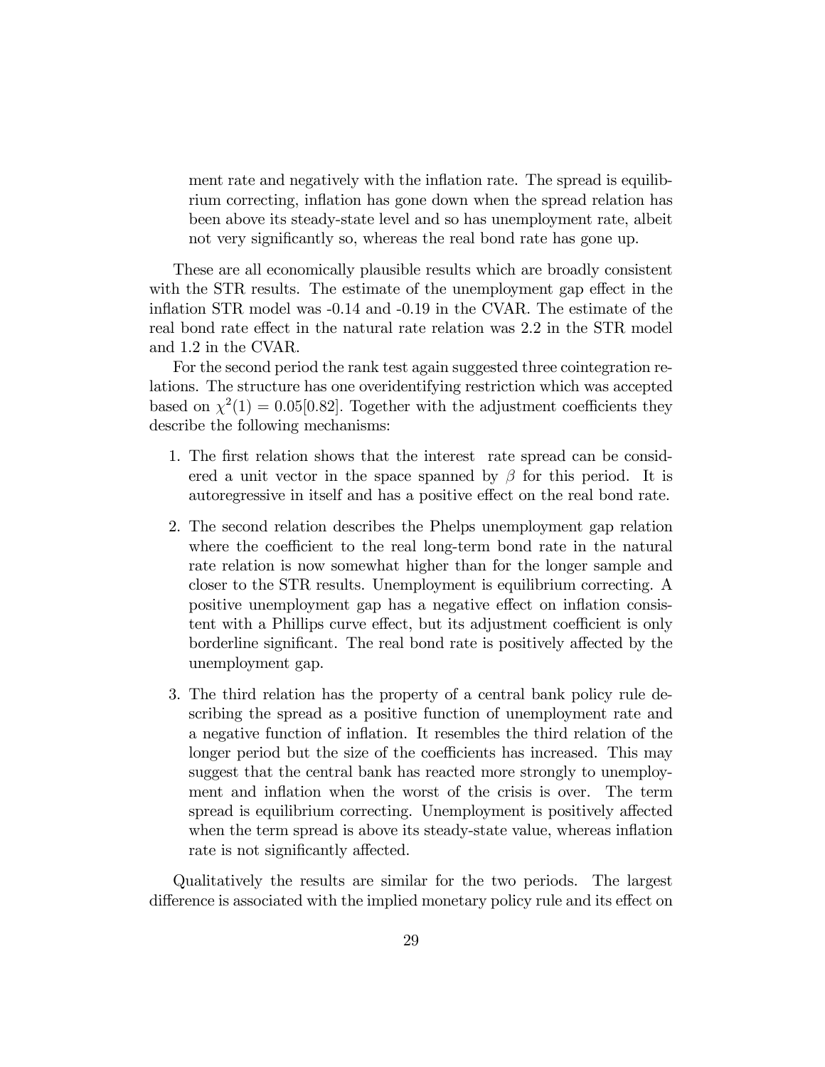ment rate and negatively with the inflation rate. The spread is equilibrium correcting, inflation has gone down when the spread relation has been above its steady-state level and so has unemployment rate, albeit not very significantly so, whereas the real bond rate has gone up.

These are all economically plausible results which are broadly consistent with the STR results. The estimate of the unemployment gap effect in the inflation STR model was -0.14 and -0.19 in the CVAR. The estimate of the real bond rate effect in the natural rate relation was 2.2 in the STR model and 1.2 in the CVAR.

For the second period the rank test again suggested three cointegration relations. The structure has one overidentifying restriction which was accepted based on $\chi^2(1) = 0.05[0.82]$. Together with the adjustment coefficients they describe the following mechanisms:

1. The first relation shows that the interest rate spread can be considered a unit vector in the space spanned by $\beta$ for this period. It is autoregressive in itself and has a positive effect on the real bond rate.

2. The second relation describes the Phelps unemployment gap relation where the coefficient to the real long-term bond rate in the natural rate relation is now somewhat higher than for the longer sample and closer to the STR results. Unemployment is equilibrium correcting. A positive unemployment gap has a negative effect on inflation consistent with a Phillips curve effect, but its adjustment coefficient is only borderline significant. The real bond rate is positively affected by the unemployment gap.

3. The third relation has the property of a central bank policy rule describing the spread as a positive function of unemployment rate and a negative function of inflation. It resembles the third relation of the longer period but the size of the coefficients has increased. This may suggest that the central bank has reacted more strongly to unemployment and inflation when the worst of the crisis is over. The term spread is equilibrium correcting. Unemployment is positively affected when the term spread is above its steady-state value, whereas inflation rate is not significantly affected.

Qualitatively the results are similar for the two periods. The largest difference is associated with the implied monetary policy rule and its effect on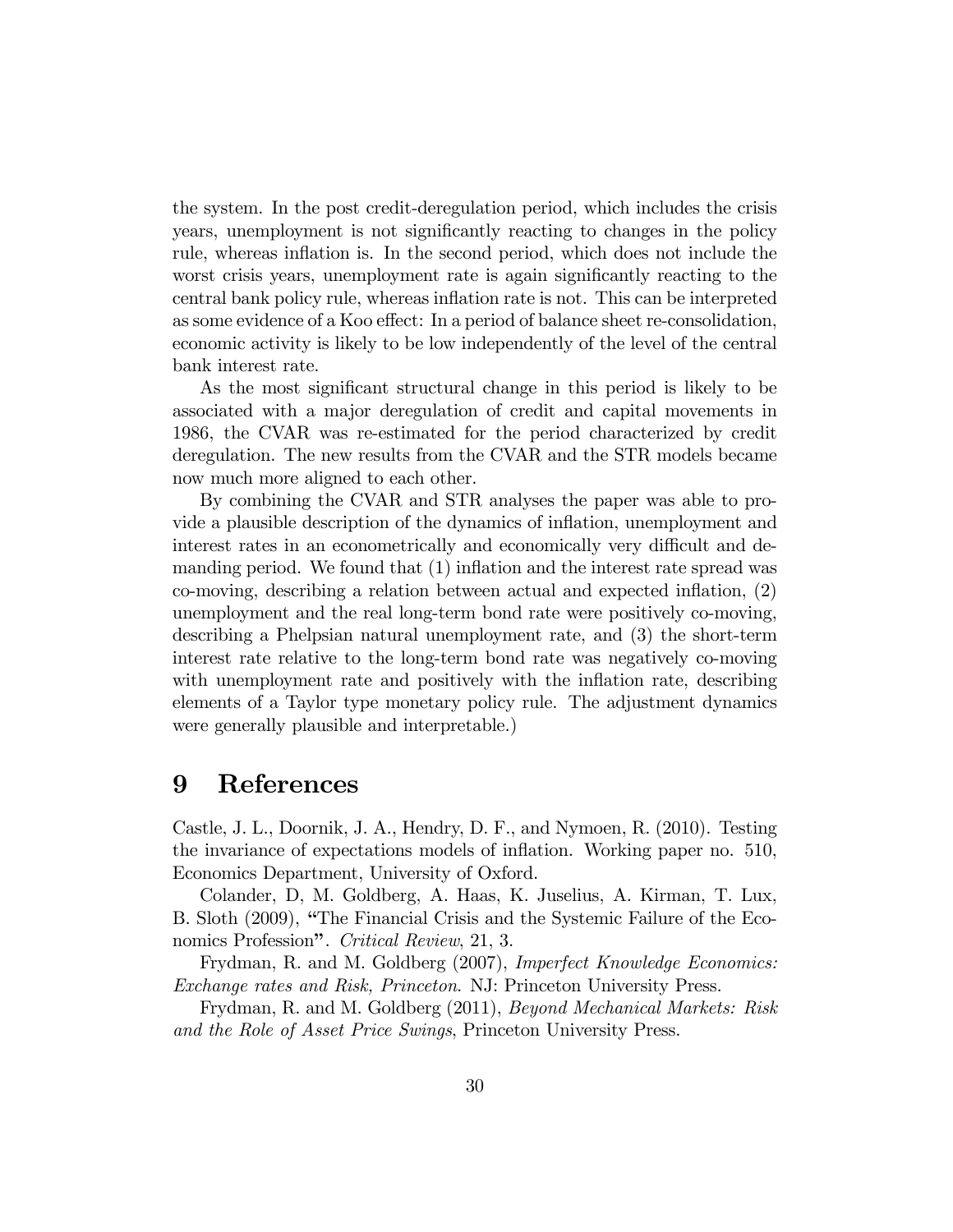the system. In the post credit-deregulation period, which includes the crisis years, unemployment is not significantly reacting to changes in the policy rule, whereas inflation is. In the second period, which does not include the worst crisis years, unemployment rate is again significantly reacting to the central bank policy rule, whereas inflation rate is not. This can be interpreted as some evidence of a Koo effect: In a period of balance sheet re-consolidation, economic activity is likely to be low independently of the level of the central bank interest rate.

As the most significant structural change in this period is likely to be associated with a major deregulation of credit and capital movements in 1986, the CVAR was re-estimated for the period characterized by credit deregulation. The new results from the CVAR and the STR models became now much more aligned to each other.

By combining the CVAR and STR analyses the paper was able to provide a plausible description of the dynamics of inflation, unemployment and interest rates in an econometrically and economically very difficult and demanding period. We found that (1) inflation and the interest rate spread was co-moving, describing a relation between actual and expected inflation, (2) unemployment and the real long-term bond rate were positively co-moving, describing a Phelpsian natural unemployment rate, and (3) the short-term interest rate relative to the long-term bond rate was negatively co-moving with unemployment rate and positively with the inflation rate, describing elements of a Taylor type monetary policy rule. The adjustment dynamics were generally plausible and interpretable.)

# 9 References

Castle, J. L., Doornik, J. A., Hendry, D. F., and Nymoen, R. (2010). Testing the invariance of expectations models of inflation. Working paper no. 510, Economics Department, University of Oxford.

Colander, D, M. Goldberg, A. Haas, K. Juselius, A. Kirman, T. Lux, B. Sloth (2009), **"The Financial Crisis and the Systemic Failure of the Economics Profession"**. *Critical Review*, 21, 3.

Frydman, R. and M. Goldberg (2007), *Imperfect Knowledge Economics: Exchange rates and Risk, Princeton*. NJ: Princeton University Press.

Frydman, R. and M. Goldberg (2011), *Beyond Mechanical Markets: Risk and the Role of Asset Price Swings*, Princeton University Press.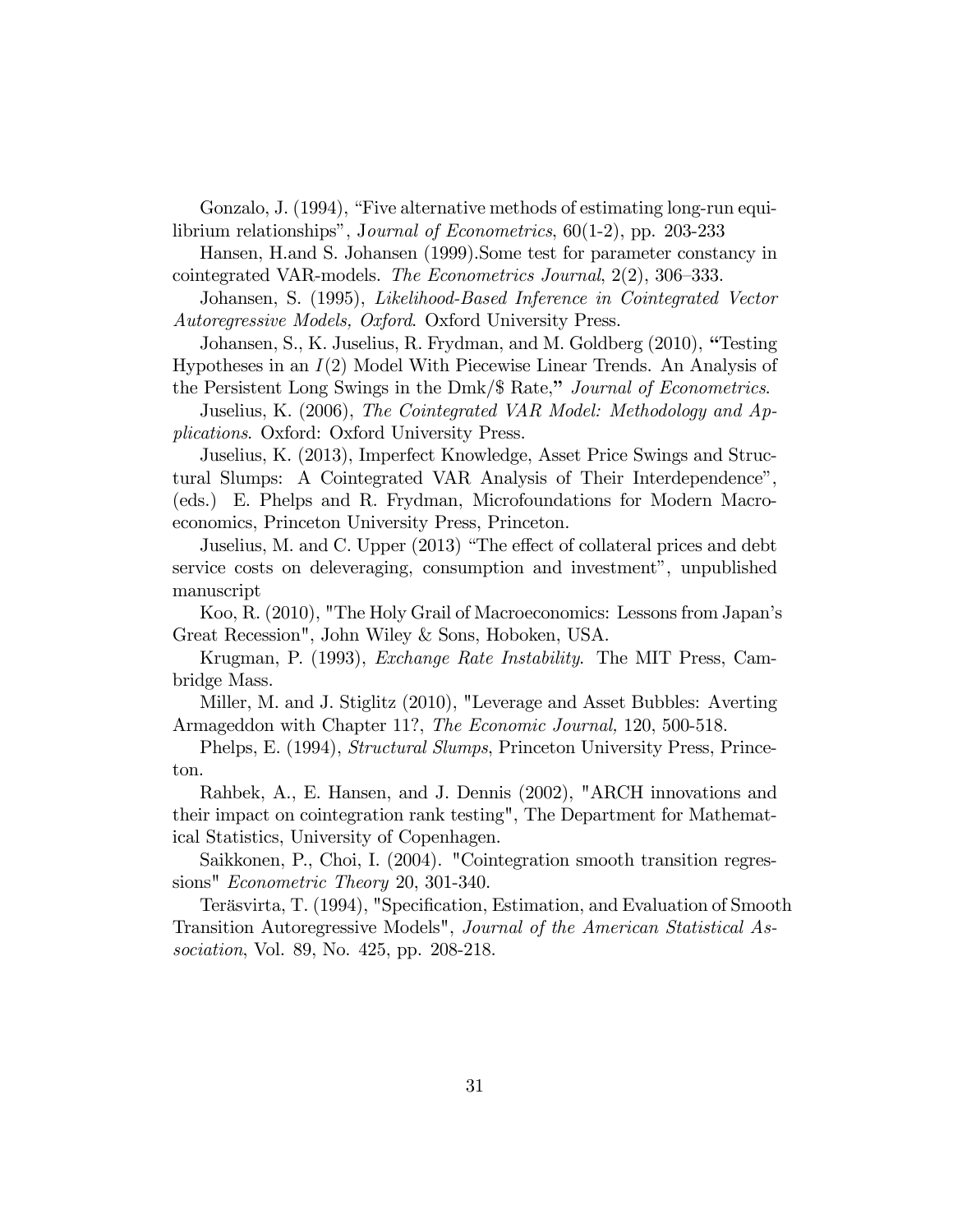Gonzalo, J. (1994), "Five alternative methods of estimating long-run equilibrium relationships", J*ournal of Econometrics*, 60(1-2), pp. 203-233

Hansen, H.and S. Johansen (1999).Some test for parameter constancy in cointegrated VAR-models. *The Econometrics Journal*, 2(2), 306–333.

Johansen, S. (1995), *Likelihood-Based Inference in Cointegrated Vector Autoregressive Models, Oxford*. Oxford University Press.

Johansen, S., K. Juselius, R. Frydman, and M. Goldberg (2010), **"**Testing Hypotheses in an $I(2)$ Model With Piecewise Linear Trends. An Analysis of the Persistent Long Swings in the Dmk/$ Rate,**"** *Journal of Econometrics*.

Juselius, K. (2006), *The Cointegrated VAR Model: Methodology and Applications*. Oxford: Oxford University Press.

Juselius, K. (2013), Imperfect Knowledge, Asset Price Swings and Structural Slumps: A Cointegrated VAR Analysis of Their Interdependence", (eds.) E. Phelps and R. Frydman, Microfoundations for Modern Macroeconomics, Princeton University Press, Princeton.

Juselius, M. and C. Upper (2013) "The effect of collateral prices and debt service costs on deleveraging, consumption and investment", unpublished manuscript

Koo, R. (2010), "The Holy Grail of Macroeconomics: Lessons from Japan's Great Recession", John Wiley & Sons, Hoboken, USA.

Krugman, P. (1993), *Exchange Rate Instability*. The MIT Press, Cambridge Mass.

Miller, M. and J. Stiglitz (2010), "Leverage and Asset Bubbles: Averting Armageddon with Chapter 11?, *The Economic Journal,* 120, 500-518.

Phelps, E. (1994), *Structural Slumps*, Princeton University Press, Princeton.

Rahbek, A., E. Hansen, and J. Dennis (2002), "ARCH innovations and their impact on cointegration rank testing", The Department for Mathematical Statistics, University of Copenhagen.

Saikkonen, P., Choi, I. (2004). "Cointegration smooth transition regressions" *Econometric Theory* 20, 301-340.

Teräsvirta, T. (1994), "Specification, Estimation, and Evaluation of Smooth Transition Autoregressive Models", *Journal of the American Statistical Association*, Vol. 89, No. 425, pp. 208-218.